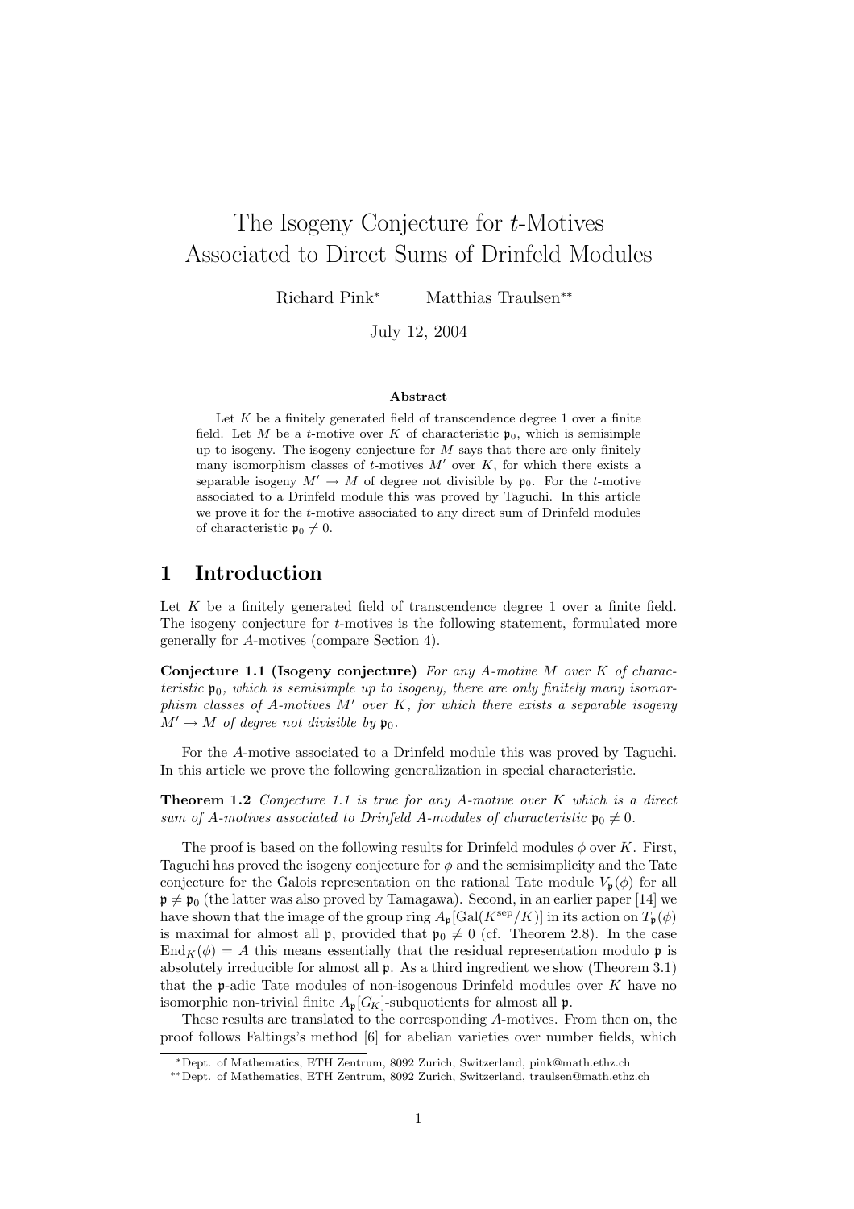# The Isogeny Conjecture for $t$-Motives Associated to Direct Sums of Drinfeld Modules

Richard Pink[*] Matthias Traulsen[**]

July 12, 2004

### Abstract

Let $K$ be a finitely generated field of transcendence degree 1 over a finite field. Let $M$ be a $t$-motive over $K$ of characteristic $\mathfrak{p}_0$, which is semisimple up to isogeny. The isogeny conjecture for $M$ says that there are only finitely many isomorphism classes of $t$-motives $M'$ over $K$, for which there exists a separable isogeny $M' \to M$ of degree not divisible by $\mathfrak{p}_0$. For the $t$-motive associated to a Drinfeld module this was proved by Taguchi. In this article we prove it for the $t$-motive associated to any direct sum of Drinfeld modules of characteristic $\mathfrak{p}_0 \neq 0$.

## 1 Introduction

Let $K$ be a finitely generated field of transcendence degree 1 over a finite field. The isogeny conjecture for $t$-motives is the following statement, formulated more generally for $A$-motives (compare Section 4).

**Conjecture 1.1 (Isogeny conjecture)** *For any $A$-motive $M$ over $K$ of characteristic $\mathfrak{p}_0$, which is semisimple up to isogeny, there are only finitely many isomorphism classes of $A$-motives $M'$ over $K$, for which there exists a separable isogeny $M' \to M$ of degree not divisible by $\mathfrak{p}_0$.*

For the $A$-motive associated to a Drinfeld module this was proved by Taguchi. In this article we prove the following generalization in special characteristic.

**Theorem 1.2** *Conjecture 1.1 is true for any $A$-motive over $K$ which is a direct sum of $A$-motives associated to Drinfeld $A$-modules of characteristic $\mathfrak{p}_0 \neq 0$.*

The proof is based on the following results for Drinfeld modules $\phi$ over $K$. First, Taguchi has proved the isogeny conjecture for $\phi$ and the semisimplicity and the Tate conjecture for the Galois representation on the rational Tate module $V_{\mathfrak{p}}(\phi)$ for all $\mathfrak{p} \neq \mathfrak{p}_0$ (the latter was also proved by Tamagawa). Second, in an earlier paper [14] we have shown that the image of the group ring $A_{\mathfrak{p}}[\mathrm{Gal}(K^{\mathrm{sep}}/K)]$ in its action on $T_{\mathfrak{p}}(\phi)$ is maximal for almost all $\mathfrak{p}$, provided that $\mathfrak{p}_0 \neq 0$ (cf. Theorem 2.8). In the case $\mathrm{End}_K(\phi) = A$ this means essentially that the residual representation modulo $\mathfrak{p}$ is absolutely irreducible for almost all $\mathfrak{p}$. As a third ingredient we show (Theorem 3.1) that the $\mathfrak{p}$-adic Tate modules of non-isogenous Drinfeld modules over $K$ have no isomorphic non-trivial finite $A_{\mathfrak{p}}[G_K]$-subquotients for almost all $\mathfrak{p}$.

These results are translated to the corresponding $A$-motives. From then on, the proof follows Faltings's method [6] for abelian varieties over number fields, which

[*] Dept. of Mathematics, ETH Zentrum, 8092 Zurich, Switzerland, pink@math.ethz.ch

[**] Dept. of Mathematics, ETH Zentrum, 8092 Zurich, Switzerland, traulsen@math.ethz.ch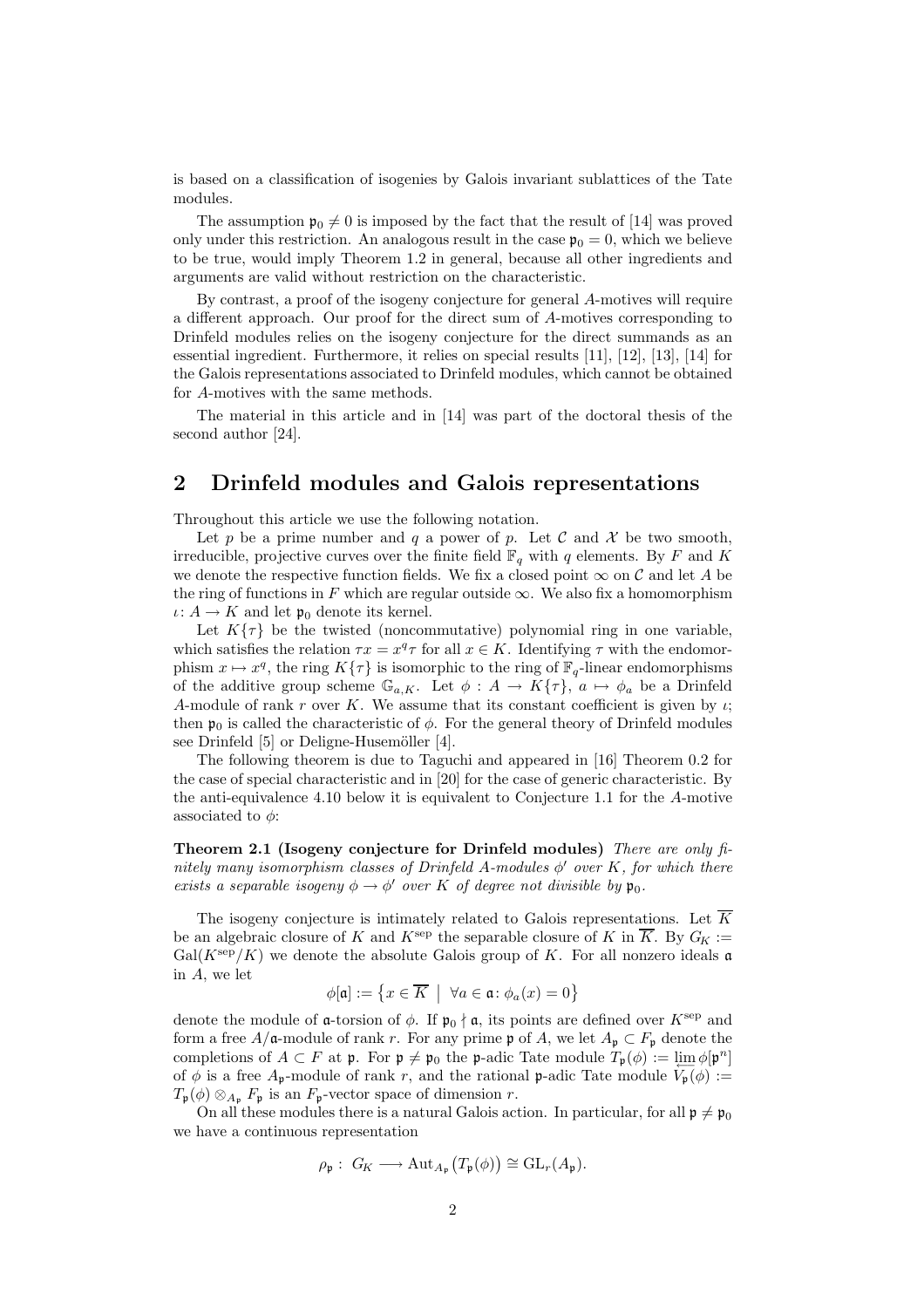is based on a classification of isogenies by Galois invariant sublattices of the Tate modules.

The assumption $\mathfrak{p}_0 \neq 0$ is imposed by the fact that the result of [14] was proved only under this restriction. An analogous result in the case $\mathfrak{p}_0 = 0$, which we believe to be true, would imply Theorem 1.2 in general, because all other ingredients and arguments are valid without restriction on the characteristic.

By contrast, a proof of the isogeny conjecture for general $A$-motives will require a different approach. Our proof for the direct sum of $A$-motives corresponding to Drinfeld modules relies on the isogeny conjecture for the direct summands as an essential ingredient. Furthermore, it relies on special results [11], [12], [13], [14] for the Galois representations associated to Drinfeld modules, which cannot be obtained for $A$-motives with the same methods.

The material in this article and in [14] was part of the doctoral thesis of the second author [24].

## 2 Drinfeld modules and Galois representations

Throughout this article we use the following notation.

Let $p$ be a prime number and $q$ a power of $p$. Let $\mathcal{C}$ and $\mathcal{X}$ be two smooth, irreducible, projective curves over the finite field $\mathbb{F}_q$ with $q$ elements. By $F$ and $K$ we denote the respective function fields. We fix a closed point $\infty$ on $\mathcal{C}$ and let $A$ be the ring of functions in $F$ which are regular outside $\infty$. We also fix a homomorphism $\iota\colon A \to K$ and let $\mathfrak{p}_0$ denote its kernel.

Let $K\{\tau\}$ be the twisted (noncommutative) polynomial ring in one variable, which satisfies the relation $\tau x = x^q\tau$ for all $x \in K$. Identifying $\tau$ with the endomorphism $x \mapsto x^q$, the ring $K\{\tau\}$ is isomorphic to the ring of $\mathbb{F}_q$-linear endomorphisms of the additive group scheme $\mathbb{G}_{a,K}$. Let $\phi : A \to K\{\tau\}$, $a \mapsto \phi_a$ be a Drinfeld $A$-module of rank $r$ over $K$. We assume that its constant coefficient is given by $\iota$; then $\mathfrak{p}_0$ is called the characteristic of $\phi$. For the general theory of Drinfeld modules see Drinfeld [5] or Deligne-Husemöller [4].

The following theorem is due to Taguchi and appeared in [16] Theorem 0.2 for the case of special characteristic and in [20] for the case of generic characteristic. By the anti-equivalence 4.10 below it is equivalent to Conjecture 1.1 for the $A$-motive associated to $\phi$:

**Theorem 2.1 (Isogeny conjecture for Drinfeld modules)** *There are only finitely many isomorphism classes of Drinfeld $A$-modules $\phi'$ over $K$, for which there exists a separable isogeny $\phi \to \phi'$ over $K$ of degree not divisible by $\mathfrak{p}_0$.*

The isogeny conjecture is intimately related to Galois representations. Let $\overline{K}$ be an algebraic closure of $K$ and $K^{\mathrm{sep}}$ the separable closure of $K$ in $\overline{K}$. By $G_K := \mathrm{Gal}(K^{\mathrm{sep}}/K)$ we denote the absolute Galois group of $K$. For all nonzero ideals $\mathfrak{a}$ in $A$, we let

$$\phi[\mathfrak{a}] := \left\{ x \in \overline{K} \;\middle|\; \forall a \in \mathfrak{a}\colon \phi_a(x) = 0 \right\}$$

denote the module of $\mathfrak{a}$-torsion of $\phi$. If $\mathfrak{p}_0 \nmid \mathfrak{a}$, its points are defined over $K^{\mathrm{sep}}$ and form a free $A/\mathfrak{a}$-module of rank $r$. For any prime $\mathfrak{p}$ of $A$, we let $A_\mathfrak{p} \subset F_\mathfrak{p}$ denote the completions of $A \subset F$ at $\mathfrak{p}$. For $\mathfrak{p} \neq \mathfrak{p}_0$ the $\mathfrak{p}$-adic Tate module $T_\mathfrak{p}(\phi) := \varprojlim \phi[\mathfrak{p}^n]$ of $\phi$ is a free $A_\mathfrak{p}$-module of rank $r$, and the rational $\mathfrak{p}$-adic Tate module $V_\mathfrak{p}(\phi) := T_\mathfrak{p}(\phi) \otimes_{A_\mathfrak{p}} F_\mathfrak{p}$ is an $F_\mathfrak{p}$-vector space of dimension $r$.

On all these modules there is a natural Galois action. In particular, for all $\mathfrak{p} \neq \mathfrak{p}_0$ we have a continuous representation

$$\rho_\mathfrak{p} :\; G_K \longrightarrow \mathrm{Aut}_{A_\mathfrak{p}}\big(T_\mathfrak{p}(\phi)\big) \cong \mathrm{GL}_r(A_\mathfrak{p}).$$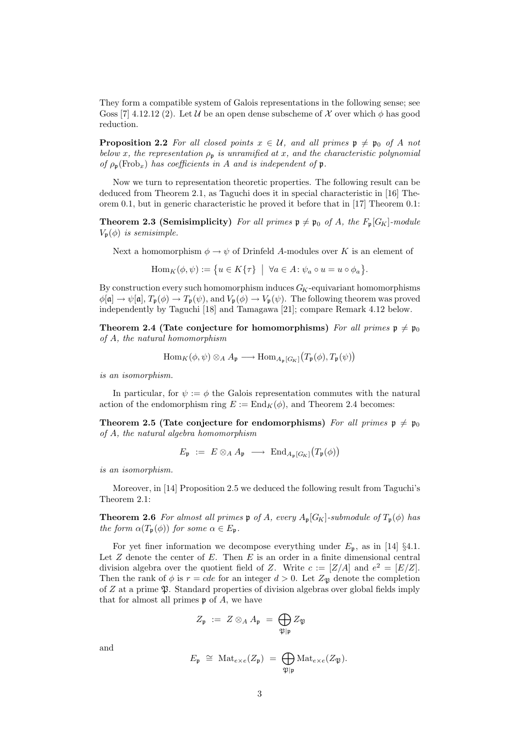They form a compatible system of Galois representations in the following sense; see Goss [7] 4.12.12 (2). Let $\mathcal{U}$ be an open dense subscheme of $\mathcal{X}$ over which $\phi$ has good reduction.

**Proposition 2.2** *For all closed points $x \in \mathcal{U}$, and all primes $\mathfrak{p} \neq \mathfrak{p}_0$ of $A$ not below $x$, the representation $\rho_\mathfrak{p}$ is unramified at $x$, and the characteristic polynomial of $\rho_\mathfrak{p}(\mathrm{Frob}_x)$ has coefficients in $A$ and is independent of $\mathfrak{p}$.*

Now we turn to representation theoretic properties. The following result can be deduced from Theorem 2.1, as Taguchi does it in special characteristic in [16] Theorem 0.1, but in generic characteristic he proved it before that in [17] Theorem 0.1:

**Theorem 2.3 (Semisimplicity)** *For all primes $\mathfrak{p} \neq \mathfrak{p}_0$ of $A$, the $F_\mathfrak{p}[G_K]$-module $V_\mathfrak{p}(\phi)$ is semisimple.*

Next a homomorphism $\phi \to \psi$ of Drinfeld $A$-modules over $K$ is an element of

$$\mathrm{Hom}_K(\phi, \psi) := \big\{ u \in K\{\tau\} \;\big|\; \forall a \in A \colon \psi_a \circ u = u \circ \phi_a \big\}.$$

By construction every such homomorphism induces $G_K$-equivariant homomorphisms $\phi[\mathfrak{a}] \to \psi[\mathfrak{a}]$, $T_\mathfrak{p}(\phi) \to T_\mathfrak{p}(\psi)$, and $V_\mathfrak{p}(\phi) \to V_\mathfrak{p}(\psi)$. The following theorem was proved independently by Taguchi [18] and Tamagawa [21]; compare Remark 4.12 below.

**Theorem 2.4 (Tate conjecture for homomorphisms)** *For all primes $\mathfrak{p} \neq \mathfrak{p}_0$ of $A$, the natural homomorphism*

$$\mathrm{Hom}_K(\phi, \psi) \otimes_A A_\mathfrak{p} \longrightarrow \mathrm{Hom}_{A_\mathfrak{p}[G_K]}\big(T_\mathfrak{p}(\phi), T_\mathfrak{p}(\psi)\big)$$

*is an isomorphism.*

In particular, for $\psi := \phi$ the Galois representation commutes with the natural action of the endomorphism ring $E := \mathrm{End}_K(\phi)$, and Theorem 2.4 becomes:

**Theorem 2.5 (Tate conjecture for endomorphisms)** *For all primes $\mathfrak{p} \neq \mathfrak{p}_0$ of $A$, the natural algebra homomorphism*

$$E_\mathfrak{p} \;:=\; E \otimes_A A_\mathfrak{p} \;\longrightarrow\; \mathrm{End}_{A_\mathfrak{p}[G_K]}\big(T_\mathfrak{p}(\phi)\big)$$

*is an isomorphism.*

Moreover, in [14] Proposition 2.5 we deduced the following result from Taguchi's Theorem 2.1:

**Theorem 2.6** *For almost all primes $\mathfrak{p}$ of $A$, every $A_\mathfrak{p}[G_K]$-submodule of $T_\mathfrak{p}(\phi)$ has the form $\alpha(T_\mathfrak{p}(\phi))$ for some $\alpha \in E_\mathfrak{p}$.*

For yet finer information we decompose everything under $E_\mathfrak{p}$, as in [14] §4.1. Let $Z$ denote the center of $E$. Then $E$ is an order in a finite dimensional central division algebra over the quotient field of $Z$. Write $c := [Z/A]$ and $e^2 = [E/Z]$. Then the rank of $\phi$ is $r = cde$ for an integer $d > 0$. Let $Z_\mathfrak{P}$ denote the completion of $Z$ at a prime $\mathfrak{P}$. Standard properties of division algebras over global fields imply that for almost all primes $\mathfrak{p}$ of $A$, we have

$$Z_\mathfrak{p} \;:=\; Z \otimes_A A_\mathfrak{p} \;=\; \bigoplus_{\mathfrak{P}|\mathfrak{p}} Z_\mathfrak{P}$$

and

$$E_\mathfrak{p} \;\cong\; \mathrm{Mat}_{e\times e}(Z_\mathfrak{p}) \;=\; \bigoplus_{\mathfrak{P}|\mathfrak{p}} \mathrm{Mat}_{e\times e}(Z_\mathfrak{P}).$$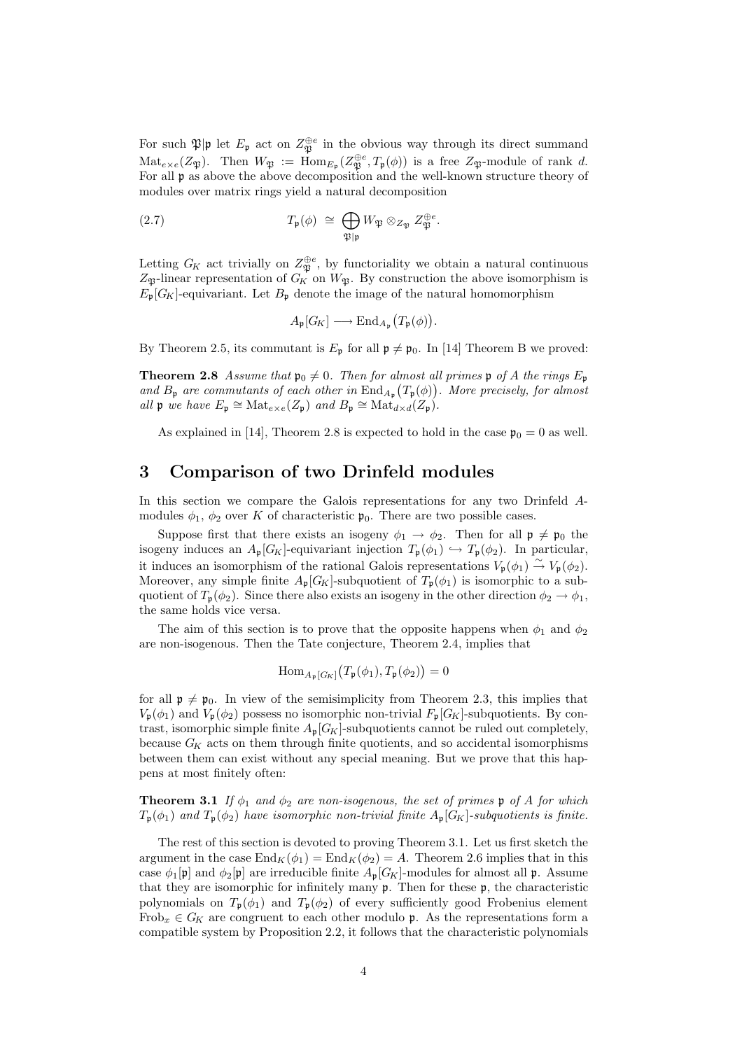For such $\mathfrak{P}|\mathfrak{p}$ let $E_\mathfrak{p}$ act on $Z_\mathfrak{P}^{\oplus e}$ in the obvious way through its direct summand $\mathrm{Mat}_{e\times e}(Z_\mathfrak{P})$. Then $W_\mathfrak{P} := \mathrm{Hom}_{E_\mathfrak{p}}(Z_\mathfrak{P}^{\oplus e}, T_\mathfrak{p}(\phi))$ is a free $Z_\mathfrak{P}$-module of rank $d$. For all $\mathfrak{p}$ as above the above decomposition and the well-known structure theory of modules over matrix rings yield a natural decomposition

$$T_\mathfrak{p}(\phi) \;\cong\; \bigoplus_{\mathfrak{P}|\mathfrak{p}} W_\mathfrak{P} \otimes_{Z_\mathfrak{P}} Z_\mathfrak{P}^{\oplus e}. \tag{2.7}$$

Letting $G_K$ act trivially on $Z_\mathfrak{P}^{\oplus e}$, by functoriality we obtain a natural continuous $Z_\mathfrak{P}$-linear representation of $G_K$ on $W_\mathfrak{P}$. By construction the above isomorphism is $E_\mathfrak{p}[G_K]$-equivariant. Let $B_\mathfrak{p}$ denote the image of the natural homomorphism

$$A_\mathfrak{p}[G_K] \longrightarrow \mathrm{End}_{A_\mathfrak{p}}\big(T_\mathfrak{p}(\phi)\big).$$

By Theorem 2.5, its commutant is $E_\mathfrak{p}$ for all $\mathfrak{p} \neq \mathfrak{p}_0$. In [14] Theorem B we proved:

**Theorem 2.8** *Assume that $\mathfrak{p}_0 \neq 0$. Then for almost all primes $\mathfrak{p}$ of $A$ the rings $E_\mathfrak{p}$ and $B_\mathfrak{p}$ are commutants of each other in $\mathrm{End}_{A_\mathfrak{p}}\big(T_\mathfrak{p}(\phi)\big)$. More precisely, for almost all $\mathfrak{p}$ we have $E_\mathfrak{p} \cong \mathrm{Mat}_{e\times e}(Z_\mathfrak{p})$ and $B_\mathfrak{p} \cong \mathrm{Mat}_{d\times d}(Z_\mathfrak{p})$.*

As explained in [14], Theorem 2.8 is expected to hold in the case $\mathfrak{p}_0 = 0$ as well.

# 3 Comparison of two Drinfeld modules

In this section we compare the Galois representations for any two Drinfeld $A$-modules $\phi_1$, $\phi_2$ over $K$ of characteristic $\mathfrak{p}_0$. There are two possible cases.

Suppose first that there exists an isogeny $\phi_1 \to \phi_2$. Then for all $\mathfrak{p} \neq \mathfrak{p}_0$ the isogeny induces an $A_\mathfrak{p}[G_K]$-equivariant injection $T_\mathfrak{p}(\phi_1) \hookrightarrow T_\mathfrak{p}(\phi_2)$. In particular, it induces an isomorphism of the rational Galois representations $V_\mathfrak{p}(\phi_1) \overset{\sim}{\to} V_\mathfrak{p}(\phi_2)$. Moreover, any simple finite $A_\mathfrak{p}[G_K]$-subquotient of $T_\mathfrak{p}(\phi_1)$ is isomorphic to a subquotient of $T_\mathfrak{p}(\phi_2)$. Since there also exists an isogeny in the other direction $\phi_2 \to \phi_1$, the same holds vice versa.

The aim of this section is to prove that the opposite happens when $\phi_1$ and $\phi_2$ are non-isogenous. Then the Tate conjecture, Theorem 2.4, implies that

$$\mathrm{Hom}_{A_\mathfrak{p}[G_K]}\big(T_\mathfrak{p}(\phi_1), T_\mathfrak{p}(\phi_2)\big) = 0$$

for all $\mathfrak{p} \neq \mathfrak{p}_0$. In view of the semisimplicity from Theorem 2.3, this implies that $V_\mathfrak{p}(\phi_1)$ and $V_\mathfrak{p}(\phi_2)$ possess no isomorphic non-trivial $F_\mathfrak{p}[G_K]$-subquotients. By contrast, isomorphic simple finite $A_\mathfrak{p}[G_K]$-subquotients cannot be ruled out completely, because $G_K$ acts on them through finite quotients, and so accidental isomorphisms between them can exist without any special meaning. But we prove that this happens at most finitely often:

**Theorem 3.1** *If $\phi_1$ and $\phi_2$ are non-isogenous, the set of primes $\mathfrak{p}$ of $A$ for which $T_\mathfrak{p}(\phi_1)$ and $T_\mathfrak{p}(\phi_2)$ have isomorphic non-trivial finite $A_\mathfrak{p}[G_K]$-subquotients is finite.*

The rest of this section is devoted to proving Theorem 3.1. Let us first sketch the argument in the case $\mathrm{End}_K(\phi_1) = \mathrm{End}_K(\phi_2) = A$. Theorem 2.6 implies that in this case $\phi_1[\mathfrak{p}]$ and $\phi_2[\mathfrak{p}]$ are irreducible finite $A_\mathfrak{p}[G_K]$-modules for almost all $\mathfrak{p}$. Assume that they are isomorphic for infinitely many $\mathfrak{p}$. Then for these $\mathfrak{p}$, the characteristic polynomials on $T_\mathfrak{p}(\phi_1)$ and $T_\mathfrak{p}(\phi_2)$ of every sufficiently good Frobenius element $\mathrm{Frob}_x \in G_K$ are congruent to each other modulo $\mathfrak{p}$. As the representations form a compatible system by Proposition 2.2, it follows that the characteristic polynomials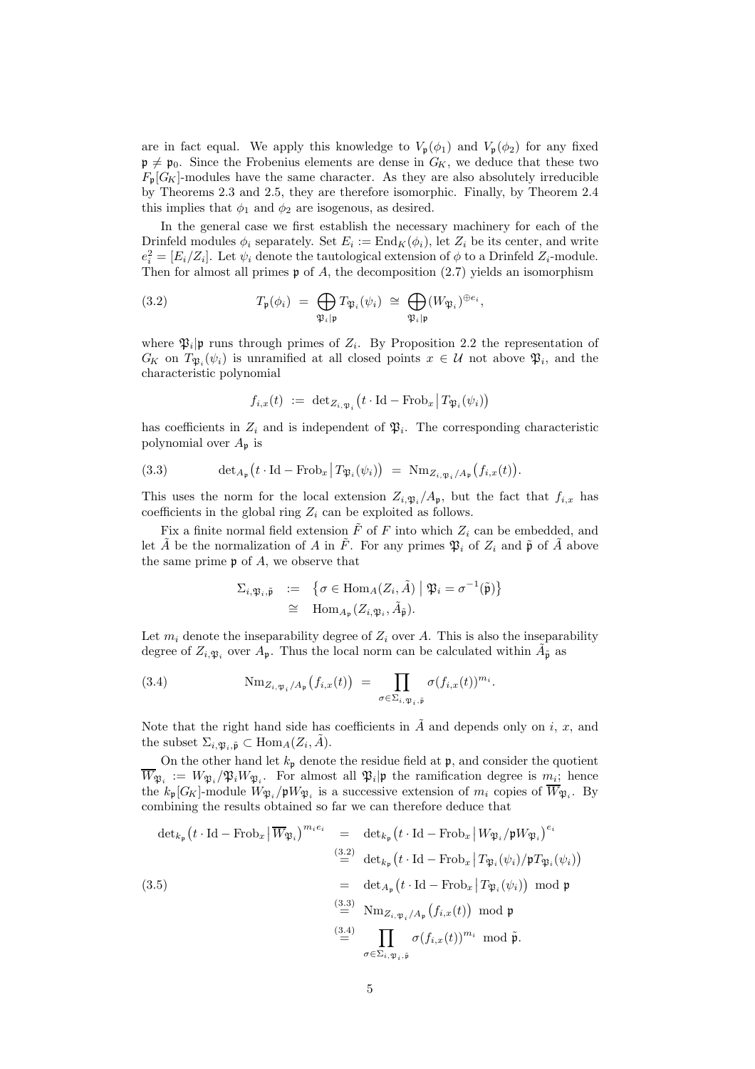are in fact equal. We apply this knowledge to $V_{\mathfrak{p}}(\phi_1)$ and $V_{\mathfrak{p}}(\phi_2)$ for any fixed $\mathfrak{p} \neq \mathfrak{p}_0$. Since the Frobenius elements are dense in $G_K$, we deduce that these two $F_{\mathfrak{p}}[G_K]$-modules have the same character. As they are also absolutely irreducible by Theorems 2.3 and 2.5, they are therefore isomorphic. Finally, by Theorem 2.4 this implies that $\phi_1$ and $\phi_2$ are isogenous, as desired.

In the general case we first establish the necessary machinery for each of the Drinfeld modules $\phi_i$ separately. Set $E_i := \mathrm{End}_K(\phi_i)$, let $Z_i$ be its center, and write $e_i^2 = [E_i/Z_i]$. Let $\psi_i$ denote the tautological extension of $\phi$ to a Drinfeld $Z_i$-module. Then for almost all primes $\mathfrak{p}$ of $A$, the decomposition (2.7) yields an isomorphism

$$T_{\mathfrak{p}}(\phi_i) \;=\; \bigoplus_{\mathfrak{P}_i|\mathfrak{p}} T_{\mathfrak{P}_i}(\psi_i) \;\cong\; \bigoplus_{\mathfrak{P}_i|\mathfrak{p}} (W_{\mathfrak{P}_i})^{\oplus e_i}, \tag{3.2}$$

where $\mathfrak{P}_i|\mathfrak{p}$ runs through primes of $Z_i$. By Proposition 2.2 the representation of $G_K$ on $T_{\mathfrak{P}_i}(\psi_i)$ is unramified at all closed points $x \in \mathcal{U}$ not above $\mathfrak{P}_i$, and the characteristic polynomial

$$f_{i,x}(t) \;:=\; \det\nolimits_{Z_{i,\mathfrak{P}_i}}\big(t\cdot\mathrm{Id} - \mathrm{Frob}_x \,\big|\, T_{\mathfrak{P}_i}(\psi_i)\big)$$

has coefficients in $Z_i$ and is independent of $\mathfrak{P}_i$. The corresponding characteristic polynomial over $A_{\mathfrak{p}}$ is

$$\det\nolimits_{A_{\mathfrak{p}}}\big(t\cdot\mathrm{Id} - \mathrm{Frob}_x \,\big|\, T_{\mathfrak{P}_i}(\psi_i)\big) \;=\; \mathrm{Nm}_{Z_{i,\mathfrak{P}_i}/A_{\mathfrak{p}}}\big(f_{i,x}(t)\big). \tag{3.3}$$

This uses the norm for the local extension $Z_{i,\mathfrak{P}_i}/A_{\mathfrak{p}}$, but the fact that $f_{i,x}$ has coefficients in the global ring $Z_i$ can be exploited as follows.

Fix a finite normal field extension $\tilde{F}$ of $F$ into which $Z_i$ can be embedded, and let $\tilde{A}$ be the normalization of $A$ in $\tilde{F}$. For any primes $\mathfrak{P}_i$ of $Z_i$ and $\tilde{\mathfrak{p}}$ of $\tilde{A}$ above the same prime $\mathfrak{p}$ of $A$, we observe that

$$\begin{aligned}
\Sigma_{i,\mathfrak{P}_i,\tilde{\mathfrak{p}}} \;&:=\; \big\{\sigma \in \mathrm{Hom}_A(Z_i,\tilde{A}) \;\big|\; \mathfrak{P}_i = \sigma^{-1}(\tilde{\mathfrak{p}})\big\} \\
&\cong\; \mathrm{Hom}_{A_{\mathfrak{p}}}(Z_{i,\mathfrak{P}_i},\tilde{A}_{\tilde{\mathfrak{p}}}).
\end{aligned}$$

Let $m_i$ denote the inseparability degree of $Z_i$ over $A$. This is also the inseparability degree of $Z_{i,\mathfrak{P}_i}$ over $A_{\mathfrak{p}}$. Thus the local norm can be calculated within $\tilde{A}_{\tilde{\mathfrak{p}}}$ as

$$\mathrm{Nm}_{Z_{i,\mathfrak{P}_i}/A_{\mathfrak{p}}}\big(f_{i,x}(t)\big) \;=\; \prod_{\sigma\in\Sigma_{i,\mathfrak{P}_i,\tilde{\mathfrak{p}}}} \sigma(f_{i,x}(t))^{m_i}. \tag{3.4}$$

Note that the right hand side has coefficients in $\tilde{A}$ and depends only on $i$, $x$, and the subset $\Sigma_{i,\mathfrak{P}_i,\tilde{\mathfrak{p}}} \subset \mathrm{Hom}_A(Z_i,\tilde{A})$.

On the other hand let $k_{\mathfrak{p}}$ denote the residue field at $\mathfrak{p}$, and consider the quotient $\overline{W}_{\mathfrak{P}_i} := W_{\mathfrak{P}_i}/\mathfrak{P}_i W_{\mathfrak{P}_i}$. For almost all $\mathfrak{P}_i|\mathfrak{p}$ the ramification degree is $m_i$; hence the $k_{\mathfrak{p}}[G_K]$-module $W_{\mathfrak{P}_i}/\mathfrak{p}W_{\mathfrak{P}_i}$ is a successive extension of $m_i$ copies of $\overline{W}_{\mathfrak{P}_i}$. By combining the results obtained so far we can therefore deduce that

$$\begin{aligned}
\det\nolimits_{k_{\mathfrak{p}}}\big(t\cdot\mathrm{Id} - \mathrm{Frob}_x \,\big|\, \overline{W}_{\mathfrak{P}_i}\big)^{m_i e_i} \;&=\; \det\nolimits_{k_{\mathfrak{p}}}\big(t\cdot\mathrm{Id} - \mathrm{Frob}_x \,\big|\, W_{\mathfrak{P}_i}/\mathfrak{p}W_{\mathfrak{P}_i}\big)^{e_i} \\
&\overset{(3.2)}{=}\; \det\nolimits_{k_{\mathfrak{p}}}\big(t\cdot\mathrm{Id} - \mathrm{Frob}_x \,\big|\, T_{\mathfrak{P}_i}(\psi_i)/\mathfrak{p}T_{\mathfrak{P}_i}(\psi_i)\big) \\
&=\; \det\nolimits_{A_{\mathfrak{p}}}\big(t\cdot\mathrm{Id} - \mathrm{Frob}_x \,\big|\, T_{\mathfrak{P}_i}(\psi_i)\big) \bmod \mathfrak{p} \\
&\overset{(3.3)}{=}\; \mathrm{Nm}_{Z_{i,\mathfrak{P}_i}/A_{\mathfrak{p}}}\big(f_{i,x}(t)\big) \bmod \mathfrak{p} \\
&\overset{(3.4)}{=}\; \prod_{\sigma\in\Sigma_{i,\mathfrak{P}_i,\tilde{\mathfrak{p}}}} \sigma(f_{i,x}(t))^{m_i} \bmod \tilde{\mathfrak{p}}.
\end{aligned} \tag{3.5}$$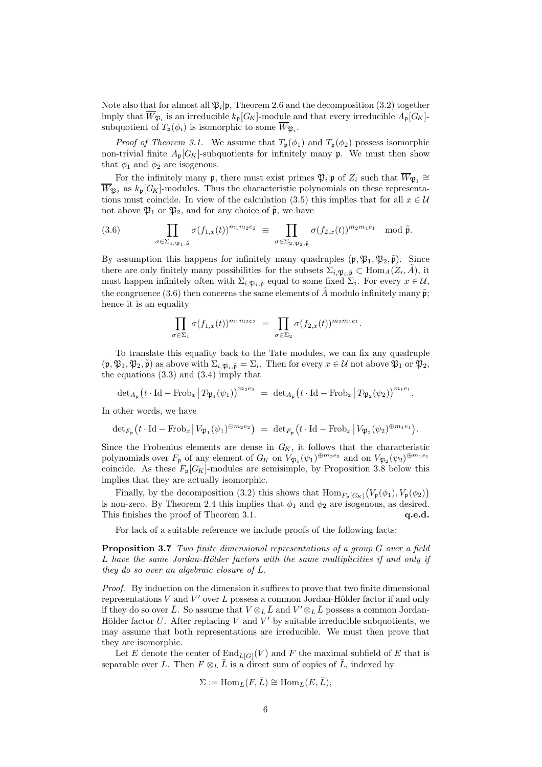Note also that for almost all $\mathfrak{P}_i|\mathfrak{p}$, Theorem 2.6 and the decomposition (3.2) together imply that $\overline{W}_{\mathfrak{P}_i}$ is an irreducible $k_\mathfrak{p}[G_K]$-module and that every irreducible $A_\mathfrak{p}[G_K]$-subquotient of $T_\mathfrak{p}(\phi_i)$ is isomorphic to some $\overline{W}_{\mathfrak{P}_i}$.

*Proof of Theorem 3.1.* We assume that $T_\mathfrak{p}(\phi_1)$ and $T_\mathfrak{p}(\phi_2)$ possess isomorphic non-trivial finite $A_\mathfrak{p}[G_K]$-subquotients for infinitely many $\mathfrak{p}$. We must then show that $\phi_1$ and $\phi_2$ are isogenous.

For the infinitely many $\mathfrak{p}$, there must exist primes $\mathfrak{P}_i|\mathfrak{p}$ of $Z_i$ such that $\overline{W}_{\mathfrak{P}_1} \cong \overline{W}_{\mathfrak{P}_2}$ as $k_\mathfrak{p}[G_K]$-modules. Thus the characteristic polynomials on these representations must coincide. In view of the calculation (3.5) this implies that for all $x \in \mathcal{U}$ not above $\mathfrak{P}_1$ or $\mathfrak{P}_2$, and for any choice of $\tilde{\mathfrak{p}}$, we have

$$\prod_{\sigma\in\Sigma_{1,\mathfrak{P}_1,\tilde{\mathfrak{p}}}} \sigma(f_{1,x}(t))^{m_1m_2e_2} \;\equiv\; \prod_{\sigma\in\Sigma_{2,\mathfrak{P}_2,\tilde{\mathfrak{p}}}} \sigma(f_{2,x}(t))^{m_2m_1e_1} \mod \tilde{\mathfrak{p}}. \tag{3.6}$$

By assumption this happens for infinitely many quadruples $(\mathfrak{p}, \mathfrak{P}_1, \mathfrak{P}_2, \tilde{\mathfrak{p}})$. Since there are only finitely many possibilities for the subsets $\Sigma_{i,\mathfrak{P}_i,\tilde{\mathfrak{p}}} \subset \mathrm{Hom}_A(Z_i, \tilde{A})$, it must happen infinitely often with $\Sigma_{i,\mathfrak{P}_i,\tilde{\mathfrak{p}}}$ equal to some fixed $\Sigma_i$. For every $x \in \mathcal{U}$, the congruence (3.6) then concerns the same elements of $\tilde{A}$ modulo infinitely many $\tilde{\mathfrak{p}}$; hence it is an equality

$$\prod_{\sigma\in\Sigma_1} \sigma(f_{1,x}(t))^{m_1m_2e_2} \;=\; \prod_{\sigma\in\Sigma_2} \sigma(f_{2,x}(t))^{m_2m_1e_1}.$$

To translate this equality back to the Tate modules, we can fix any quadruple $(\mathfrak{p}, \mathfrak{P}_1, \mathfrak{P}_2, \tilde{\mathfrak{p}})$ as above with $\Sigma_{i,\mathfrak{P}_i,\tilde{\mathfrak{p}}} = \Sigma_i$. Then for every $x \in \mathcal{U}$ not above $\mathfrak{P}_1$ or $\mathfrak{P}_2$, the equations (3.3) and (3.4) imply that

$$\det\nolimits_{A_\mathfrak{p}}\big(t\cdot\mathrm{Id} - \mathrm{Frob}_x \,\big|\, T_{\mathfrak{P}_1}(\psi_1)\big)^{m_2e_2} \;=\; \det\nolimits_{A_\mathfrak{p}}\big(t\cdot\mathrm{Id} - \mathrm{Frob}_x \,\big|\, T_{\mathfrak{P}_2}(\psi_2)\big)^{m_1e_1}.$$

In other words, we have

$$\det\nolimits_{F_\mathfrak{p}}\big(t\cdot\mathrm{Id} - \mathrm{Frob}_x \,\big|\, V_{\mathfrak{P}_1}(\psi_1)^{\oplus m_2e_2}\big) \;=\; \det\nolimits_{F_\mathfrak{p}}\big(t\cdot\mathrm{Id} - \mathrm{Frob}_x \,\big|\, V_{\mathfrak{P}_2}(\psi_2)^{\oplus m_1e_1}\big).$$

Since the Frobenius elements are dense in $G_K$, it follows that the characteristic polynomials over $F_\mathfrak{p}$ of any element of $G_K$ on $V_{\mathfrak{P}_1}(\psi_1)^{\oplus m_2e_2}$ and on $V_{\mathfrak{P}_2}(\psi_2)^{\oplus m_1e_1}$ coincide. As these $F_\mathfrak{p}[G_K]$-modules are semisimple, by Proposition 3.8 below this implies that they are actually isomorphic.

Finally, by the decomposition (3.2) this shows that $\mathrm{Hom}_{F_\mathfrak{p}[G_K]}\big(V_\mathfrak{p}(\phi_1), V_\mathfrak{p}(\phi_2)\big)$ is non-zero. By Theorem 2.4 this implies that $\phi_1$ and $\phi_2$ are isogenous, as desired. This finishes the proof of Theorem 3.1. **q.e.d.**

For lack of a suitable reference we include proofs of the following facts:

**Proposition 3.7** *Two finite dimensional representations of a group $G$ over a field $L$ have the same Jordan-Hölder factors with the same multiplicities if and only if they do so over an algebraic closure of $L$.*

*Proof.* By induction on the dimension it suffices to prove that two finite dimensional representations $V$ and $V'$ over $L$ possess a common Jordan-Hölder factor if and only if they do so over $\bar{L}$. So assume that $V \otimes_L \bar{L}$ and $V' \otimes_L \bar{L}$ possess a common Jordan-Hölder factor $\bar{U}$. After replacing $V$ and $V'$ by suitable irreducible subquotients, we may assume that both representations are irreducible. We must then prove that they are isomorphic.

Let $E$ denote the center of $\mathrm{End}_{L[G]}(V)$ and $F$ the maximal subfield of $E$ that is separable over $L$. Then $F \otimes_L \bar{L}$ is a direct sum of copies of $\bar{L}$, indexed by

$$\Sigma := \mathrm{Hom}_L(F, \bar{L}) \cong \mathrm{Hom}_L(E, \bar{L}),$$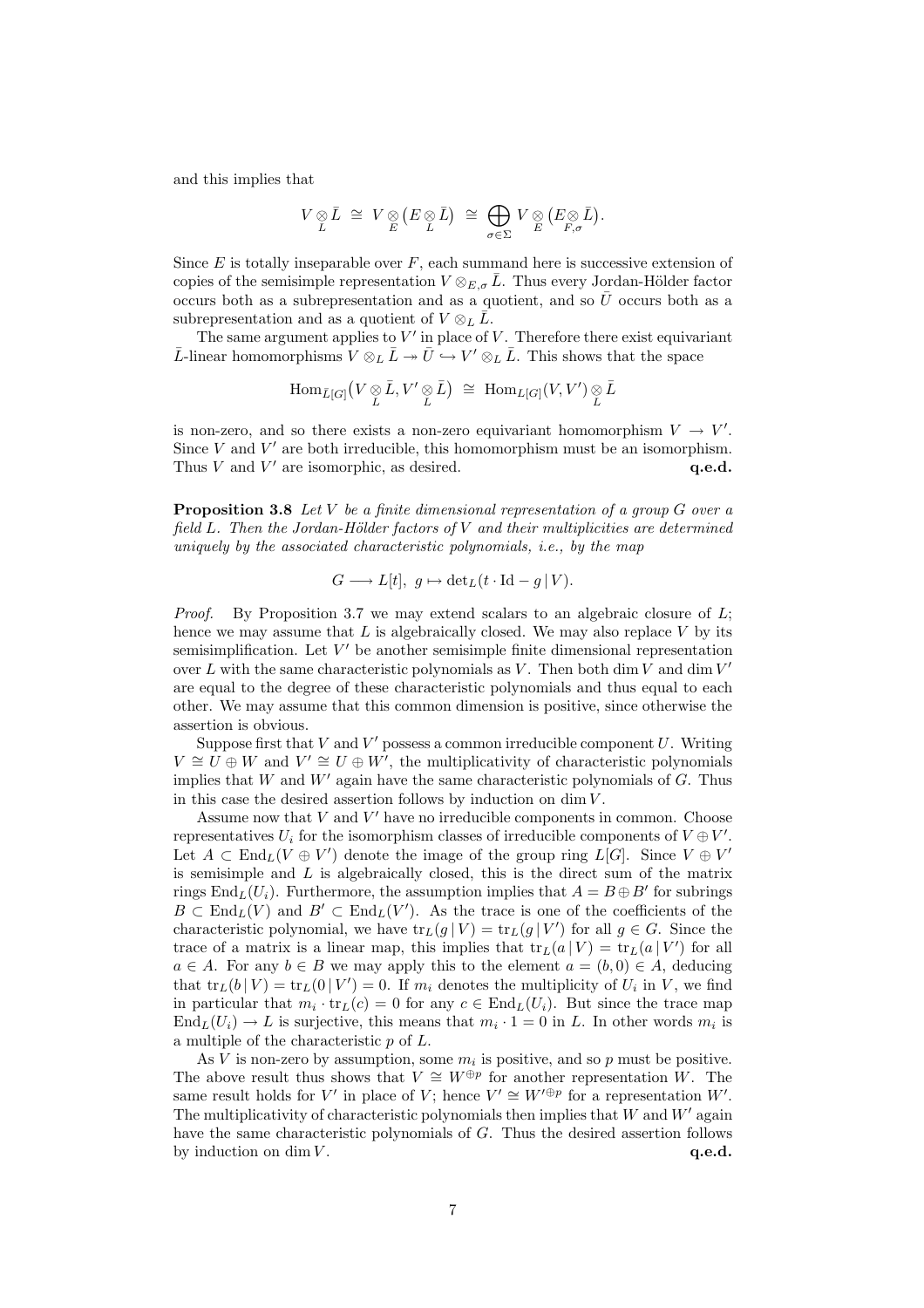and this implies that

$$V \underset{L}{\otimes} \bar{L} \;\cong\; V \underset{E}{\otimes} \big(E \underset{L}{\otimes} \bar{L}\big) \;\cong\; \bigoplus_{\sigma\in\Sigma} V \underset{E}{\otimes} \big(E \underset{F,\sigma}{\otimes} \bar{L}\big).$$

Since $E$ is totally inseparable over $F$, each summand here is successive extension of copies of the semisimple representation $V \otimes_{E,\sigma} \bar{L}$. Thus every Jordan-Hölder factor occurs both as a subrepresentation and as a quotient, and so $\bar{U}$ occurs both as a subrepresentation and as a quotient of $V \otimes_L \bar{L}$.

The same argument applies to $V'$ in place of $V$. Therefore there exist equivariant $\bar{L}$-linear homomorphisms $V \otimes_L \bar{L} \twoheadrightarrow \bar{U} \hookrightarrow V' \otimes_L \bar{L}$. This shows that the space

$$\mathrm{Hom}_{\bar{L}[G]}\big(V \underset{L}{\otimes} \bar{L}, V' \underset{L}{\otimes} \bar{L}\big) \;\cong\; \mathrm{Hom}_{L[G]}(V, V') \underset{L}{\otimes} \bar{L}$$

is non-zero, and so there exists a non-zero equivariant homomorphism $V \to V'$. Since $V$ and $V'$ are both irreducible, this homomorphism must be an isomorphism. Thus $V$ and $V'$ are isomorphic, as desired. **q.e.d.**

**Proposition 3.8** *Let $V$ be a finite dimensional representation of a group $G$ over a field $L$. Then the Jordan-Hölder factors of $V$ and their multiplicities are determined uniquely by the associated characteristic polynomials, i.e., by the map*

$$G \longrightarrow L[t],\; g \mapsto \det\nolimits_L(t \cdot \mathrm{Id} - g \,|\, V).$$

*Proof.* By Proposition 3.7 we may extend scalars to an algebraic closure of $L$; hence we may assume that $L$ is algebraically closed. We may also replace $V$ by its semisimplification. Let $V'$ be another semisimple finite dimensional representation over $L$ with the same characteristic polynomials as $V$. Then both $\dim V$ and $\dim V'$ are equal to the degree of these characteristic polynomials and thus equal to each other. We may assume that this common dimension is positive, since otherwise the assertion is obvious.

Suppose first that $V$ and $V'$ possess a common irreducible component $U$. Writing $V \cong U \oplus W$ and $V' \cong U \oplus W'$, the multiplicativity of characteristic polynomials implies that $W$ and $W'$ again have the same characteristic polynomials of $G$. Thus in this case the desired assertion follows by induction on $\dim V$.

Assume now that $V$ and $V'$ have no irreducible components in common. Choose representatives $U_i$ for the isomorphism classes of irreducible components of $V \oplus V'$. Let $A \subset \mathrm{End}_L(V \oplus V')$ denote the image of the group ring $L[G]$. Since $V \oplus V'$ is semisimple and $L$ is algebraically closed, this is the direct sum of the matrix rings $\mathrm{End}_L(U_i)$. Furthermore, the assumption implies that $A = B \oplus B'$ for subrings $B \subset \mathrm{End}_L(V)$ and $B' \subset \mathrm{End}_L(V')$. As the trace is one of the coefficients of the characteristic polynomial, we have $\mathrm{tr}_L(g\,|\,V) = \mathrm{tr}_L(g\,|\,V')$ for all $g \in G$. Since the trace of a matrix is a linear map, this implies that $\mathrm{tr}_L(a\,|\,V) = \mathrm{tr}_L(a\,|\,V')$ for all $a \in A$. For any $b \in B$ we may apply this to the element $a = (b, 0) \in A$, deducing that $\mathrm{tr}_L(b\,|\,V) = \mathrm{tr}_L(0\,|\,V') = 0$. If $m_i$ denotes the multiplicity of $U_i$ in $V$, we find in particular that $m_i \cdot \mathrm{tr}_L(c) = 0$ for any $c \in \mathrm{End}_L(U_i)$. But since the trace map $\mathrm{End}_L(U_i) \to L$ is surjective, this means that $m_i \cdot 1 = 0$ in $L$. In other words $m_i$ is a multiple of the characteristic $p$ of $L$.

As $V$ is non-zero by assumption, some $m_i$ is positive, and so $p$ must be positive. The above result thus shows that $V \cong W^{\oplus p}$ for another representation $W$. The same result holds for $V'$ in place of $V$; hence $V' \cong W'^{\oplus p}$ for a representation $W'$. The multiplicativity of characteristic polynomials then implies that $W$ and $W'$ again have the same characteristic polynomials of $G$. Thus the desired assertion follows by induction on $\dim V$. **q.e.d.**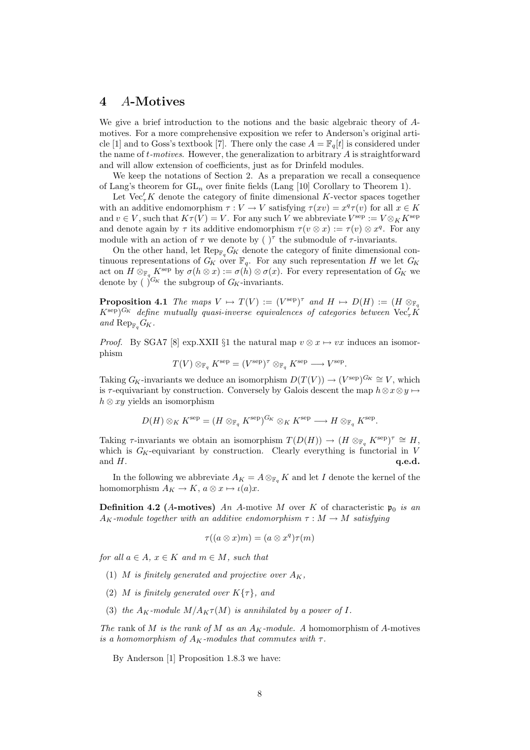# 4 $A$-Motives

We give a brief introduction to the notions and the basic algebraic theory of $A$-motives. For a more comprehensive exposition we refer to Anderson's original article [1] and to Goss's textbook [7]. There only the case $A = \mathbb{F}_q[t]$ is considered under the name of *t-motives*. However, the generalization to arbitrary $A$ is straightforward and will allow extension of coefficients, just as for Drinfeld modules.

We keep the notations of Section 2. As a preparation we recall a consequence of Lang's theorem for $\mathrm{GL}_n$ over finite fields (Lang [10] Corollary to Theorem 1).

Let $\mathrm{Vec}'_\tau K$ denote the category of finite dimensional $K$-vector spaces together with an additive endomorphism $\tau : V \to V$ satisfying $\tau(xv) = x^q\tau(v)$ for all $x \in K$ and $v \in V$, such that $K\tau(V) = V$. For any such $V$ we abbreviate $V^{\mathrm{sep}} := V \otimes_K K^{\mathrm{sep}}$ and denote again by $\tau$ its additive endomorphism $\tau(v \otimes x) := \tau(v) \otimes x^q$. For any module with an action of $\tau$ we denote by $(\ )^\tau$ the submodule of $\tau$-invariants.

On the other hand, let $\mathrm{Rep}_{\mathbb{F}_q} G_K$ denote the category of finite dimensional continuous representations of $G_K$ over $\mathbb{F}_q$. For any such representation $H$ we let $G_K$ act on $H \otimes_{\mathbb{F}_q} K^{\mathrm{sep}}$ by $\sigma(h \otimes x) := \sigma(h) \otimes \sigma(x)$. For every representation of $G_K$ we denote by $(\ )^{G_K}$ the subgroup of $G_K$-invariants.

**Proposition 4.1** *The maps $V \mapsto T(V) := (V^{\mathrm{sep}})^\tau$ and $H \mapsto D(H) := (H \otimes_{\mathbb{F}_q} K^{\mathrm{sep}})^{G_K}$ define mutually quasi-inverse equivalences of categories between $\mathrm{Vec}'_\tau K$ and $\mathrm{Rep}_{\mathbb{F}_q} G_K$.*

*Proof.* By SGA7 [8] exp.XXII §1 the natural map $v \otimes x \mapsto vx$ induces an isomorphism

$$T(V) \otimes_{\mathbb{F}_q} K^{\mathrm{sep}} = (V^{\mathrm{sep}})^\tau \otimes_{\mathbb{F}_q} K^{\mathrm{sep}} \longrightarrow V^{\mathrm{sep}}.$$

Taking $G_K$-invariants we deduce an isomorphism $D(T(V)) \to (V^{\mathrm{sep}})^{G_K} \cong V$, which is $\tau$-equivariant by construction. Conversely by Galois descent the map $h \otimes x \otimes y \mapsto h \otimes xy$ yields an isomorphism

$$D(H) \otimes_K K^{\mathrm{sep}} = (H \otimes_{\mathbb{F}_q} K^{\mathrm{sep}})^{G_K} \otimes_K K^{\mathrm{sep}} \longrightarrow H \otimes_{\mathbb{F}_q} K^{\mathrm{sep}}.$$

Taking $\tau$-invariants we obtain an isomorphism $T(D(H)) \to (H \otimes_{\mathbb{F}_q} K^{\mathrm{sep}})^\tau \cong H$, which is $G_K$-equivariant by construction. Clearly everything is functorial in $V$ and $H$. **q.e.d.**

In the following we abbreviate $A_K = A \otimes_{\mathbb{F}_q} K$ and let $I$ denote the kernel of the homomorphism $A_K \to K$, $a \otimes x \mapsto \iota(a)x$.

**Definition 4.2 ($A$-motives)** *An* $A$-motive $M$ over $K$ of characteristic $\mathfrak{p}_0$ *is an $A_K$-module together with an additive endomorphism $\tau : M \to M$ satisfying*

$$\tau((a \otimes x)m) = (a \otimes x^q)\tau(m)$$

*for all $a \in A$, $x \in K$ and $m \in M$, such that*

1. *$M$ is finitely generated and projective over $A_K$,*
2. *$M$ is finitely generated over $K\{\tau\}$, and*
3. *the $A_K$-module $M/A_K\tau(M)$ is annihilated by a power of $I$.*

*The* rank of $M$ *is the rank of $M$ as an $A_K$-module. A* homomorphism of $A$-motives *is a homomorphism of $A_K$-modules that commutes with $\tau$.*

By Anderson [1] Proposition 1.8.3 we have: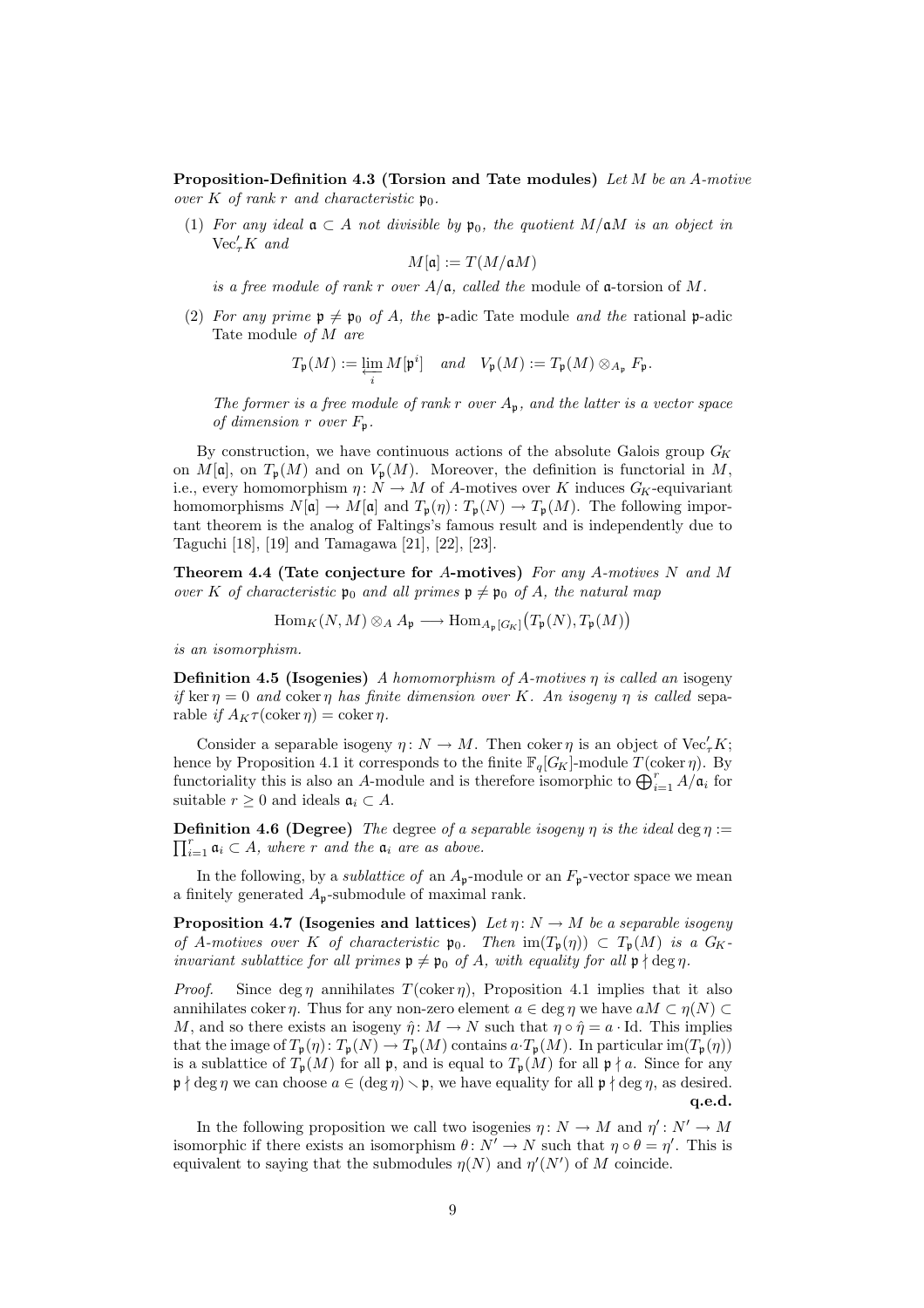**Proposition-Definition 4.3 (Torsion and Tate modules)** *Let $M$ be an $A$-motive over $K$ of rank $r$ and characteristic $\mathfrak{p}_0$.*

(1) *For any ideal $\mathfrak{a} \subset A$ not divisible by $\mathfrak{p}_0$, the quotient $M/\mathfrak{a}M$ is an object in $\mathrm{Vec}'_\tau K$ and*

$$M[\mathfrak{a}] := T(M/\mathfrak{a}M)$$

*is a free module of rank $r$ over $A/\mathfrak{a}$, called the* module of $\mathfrak{a}$-torsion *of $M$.*

(2) *For any prime $\mathfrak{p} \neq \mathfrak{p}_0$ of $A$, the* $\mathfrak{p}$-adic Tate module *and the* rational $\mathfrak{p}$-adic Tate module *of $M$ are*

$$T_\mathfrak{p}(M) := \varprojlim_i M[\mathfrak{p}^i] \quad \text{and} \quad V_\mathfrak{p}(M) := T_\mathfrak{p}(M) \otimes_{A_\mathfrak{p}} F_\mathfrak{p}.$$

*The former is a free module of rank $r$ over $A_\mathfrak{p}$, and the latter is a vector space of dimension $r$ over $F_\mathfrak{p}$.*

By construction, we have continuous actions of the absolute Galois group $G_K$ on $M[\mathfrak{a}]$, on $T_\mathfrak{p}(M)$ and on $V_\mathfrak{p}(M)$. Moreover, the definition is functorial in $M$, i.e., every homomorphism $\eta\colon N \to M$ of $A$-motives over $K$ induces $G_K$-equivariant homomorphisms $N[\mathfrak{a}] \to M[\mathfrak{a}]$ and $T_\mathfrak{p}(\eta)\colon T_\mathfrak{p}(N) \to T_\mathfrak{p}(M)$. The following important theorem is the analog of Faltings's famous result and is independently due to Taguchi [18], [19] and Tamagawa [21], [22], [23].

**Theorem 4.4 (Tate conjecture for $A$-motives)** *For any $A$-motives $N$ and $M$ over $K$ of characteristic $\mathfrak{p}_0$ and all primes $\mathfrak{p} \neq \mathfrak{p}_0$ of $A$, the natural map*

$$\mathrm{Hom}_K(N, M) \otimes_A A_\mathfrak{p} \longrightarrow \mathrm{Hom}_{A_\mathfrak{p}[G_K]}\big(T_\mathfrak{p}(N), T_\mathfrak{p}(M)\big)$$

*is an isomorphism.*

**Definition 4.5 (Isogenies)** *A homomorphism of $A$-motives $\eta$ is called an* isogeny *if $\ker \eta = 0$ and $\operatorname{coker} \eta$ has finite dimension over $K$. An isogeny $\eta$ is called* separable *if $A_K\tau(\operatorname{coker}\eta) = \operatorname{coker}\eta$.*

Consider a separable isogeny $\eta\colon N \to M$. Then $\operatorname{coker}\eta$ is an object of $\mathrm{Vec}'_\tau K$; hence by Proposition 4.1 it corresponds to the finite $\mathbb{F}_q[G_K]$-module $T(\operatorname{coker}\eta)$. By functoriality this is also an $A$-module and is therefore isomorphic to $\bigoplus_{i=1}^r A/\mathfrak{a}_i$ for suitable $r \geq 0$ and ideals $\mathfrak{a}_i \subset A$.

**Definition 4.6 (Degree)** *The* degree *of a separable isogeny $\eta$ is the ideal $\deg\eta := \prod_{i=1}^r \mathfrak{a}_i \subset A$, where $r$ and the $\mathfrak{a}_i$ are as above.*

In the following, by a *sublattice of* an $A_\mathfrak{p}$-module or an $F_\mathfrak{p}$-vector space we mean a finitely generated $A_\mathfrak{p}$-submodule of maximal rank.

**Proposition 4.7 (Isogenies and lattices)** *Let $\eta\colon N \to M$ be a separable isogeny of $A$-motives over $K$ of characteristic $\mathfrak{p}_0$. Then $\operatorname{im}(T_\mathfrak{p}(\eta)) \subset T_\mathfrak{p}(M)$ is a $G_K$-invariant sublattice for all primes $\mathfrak{p} \neq \mathfrak{p}_0$ of $A$, with equality for all $\mathfrak{p} \nmid \deg\eta$.*

*Proof.* Since $\deg\eta$ annihilates $T(\operatorname{coker}\eta)$, Proposition 4.1 implies that it also annihilates $\operatorname{coker}\eta$. Thus for any non-zero element $a \in \deg\eta$ we have $aM \subset \eta(N) \subset M$, and so there exists an isogeny $\hat\eta\colon M \to N$ such that $\eta \circ \hat\eta = a \cdot \mathrm{Id}$. This implies that the image of $T_\mathfrak{p}(\eta)\colon T_\mathfrak{p}(N) \to T_\mathfrak{p}(M)$ contains $a \cdot T_\mathfrak{p}(M)$. In particular $\operatorname{im}(T_\mathfrak{p}(\eta))$ is a sublattice of $T_\mathfrak{p}(M)$ for all $\mathfrak{p}$, and is equal to $T_\mathfrak{p}(M)$ for all $\mathfrak{p} \nmid a$. Since for any $\mathfrak{p} \nmid \deg\eta$ we can choose $a \in (\deg\eta) \smallsetminus \mathfrak{p}$, we have equality for all $\mathfrak{p} \nmid \deg\eta$, as desired. **q.e.d.**

In the following proposition we call two isogenies $\eta\colon N \to M$ and $\eta'\colon N' \to M$ isomorphic if there exists an isomorphism $\theta\colon N' \to N$ such that $\eta \circ \theta = \eta'$. This is equivalent to saying that the submodules $\eta(N)$ and $\eta'(N')$ of $M$ coincide.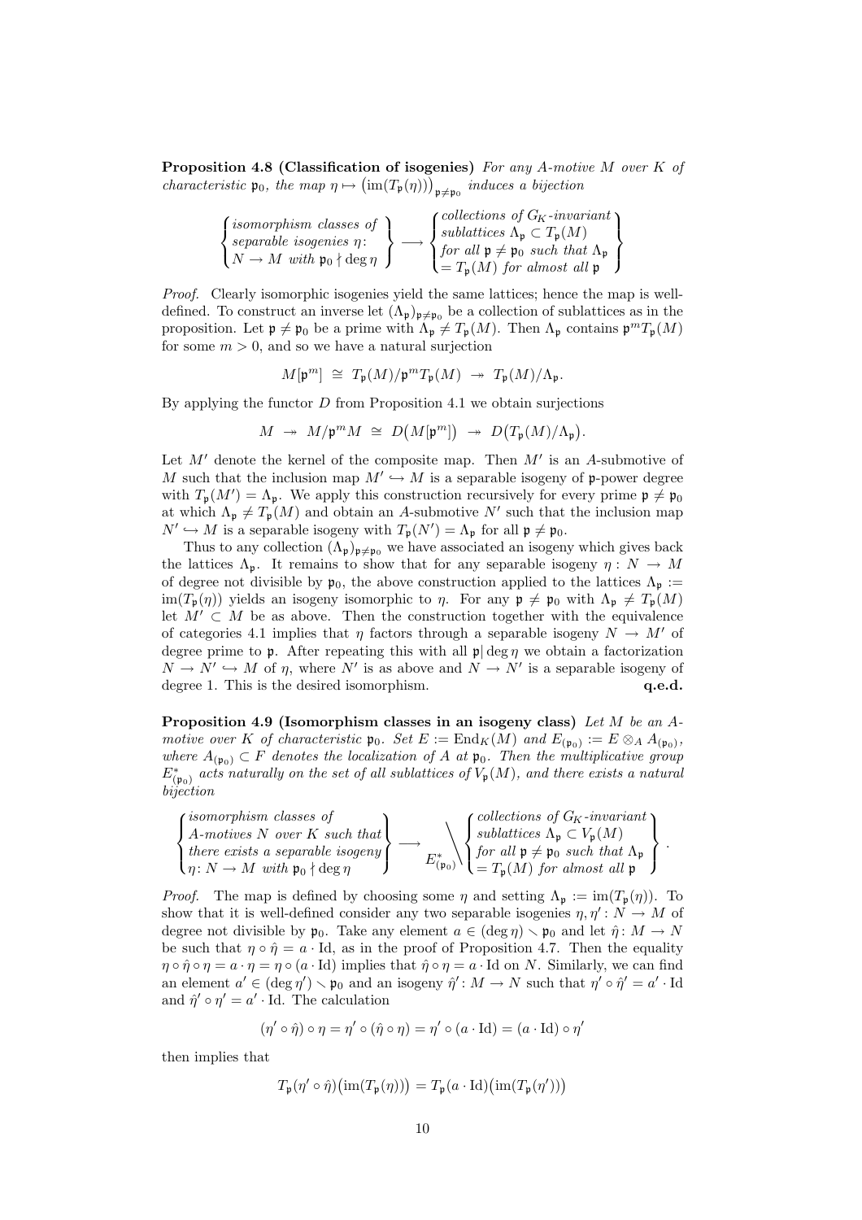**Proposition 4.8 (Classification of isogenies)** *For any $A$-motive $M$ over $K$ of characteristic $\mathfrak{p}_0$, the map $\eta \mapsto \big(\mathrm{im}(T_\mathfrak{p}(\eta))\big)_{\mathfrak{p}\neq\mathfrak{p}_0}$ induces a bijection*

$$\left\{\begin{array}{l}\textit{isomorphism classes of}\\ \textit{separable isogenies } \eta\colon\\ N\to M \textit{ with } \mathfrak{p}_0\nmid\deg\eta\end{array}\right\} \longrightarrow \left\{\begin{array}{l}\textit{collections of } G_K\textit{-invariant}\\ \textit{sublattices } \Lambda_\mathfrak{p}\subset T_\mathfrak{p}(M)\\ \textit{for all } \mathfrak{p}\neq\mathfrak{p}_0 \textit{ such that } \Lambda_\mathfrak{p}\\ = T_\mathfrak{p}(M) \textit{ for almost all } \mathfrak{p}\end{array}\right\}$$

*Proof.* Clearly isomorphic isogenies yield the same lattices; hence the map is well-defined. To construct an inverse let $(\Lambda_\mathfrak{p})_{\mathfrak{p}\neq\mathfrak{p}_0}$ be a collection of sublattices as in the proposition. Let $\mathfrak{p}\neq\mathfrak{p}_0$ be a prime with $\Lambda_\mathfrak{p}\neq T_\mathfrak{p}(M)$. Then $\Lambda_\mathfrak{p}$ contains $\mathfrak{p}^m T_\mathfrak{p}(M)$ for some $m>0$, and so we have a natural surjection

$$M[\mathfrak{p}^m] \;\cong\; T_\mathfrak{p}(M)/\mathfrak{p}^m T_\mathfrak{p}(M) \;\twoheadrightarrow\; T_\mathfrak{p}(M)/\Lambda_\mathfrak{p}.$$

By applying the functor $D$ from Proposition 4.1 we obtain surjections

$$M \;\twoheadrightarrow\; M/\mathfrak{p}^m M \;\cong\; D\big(M[\mathfrak{p}^m]\big) \;\twoheadrightarrow\; D\big(T_\mathfrak{p}(M)/\Lambda_\mathfrak{p}\big).$$

Let $M'$ denote the kernel of the composite map. Then $M'$ is an $A$-submotive of $M$ such that the inclusion map $M'\hookrightarrow M$ is a separable isogeny of $\mathfrak{p}$-power degree with $T_\mathfrak{p}(M')=\Lambda_\mathfrak{p}$. We apply this construction recursively for every prime $\mathfrak{p}\neq\mathfrak{p}_0$ at which $\Lambda_\mathfrak{p}\neq T_\mathfrak{p}(M)$ and obtain an $A$-submotive $N'$ such that the inclusion map $N'\hookrightarrow M$ is a separable isogeny with $T_\mathfrak{p}(N')=\Lambda_\mathfrak{p}$ for all $\mathfrak{p}\neq\mathfrak{p}_0$.

Thus to any collection $(\Lambda_\mathfrak{p})_{\mathfrak{p}\neq\mathfrak{p}_0}$ we have associated an isogeny which gives back the lattices $\Lambda_\mathfrak{p}$. It remains to show that for any separable isogeny $\eta: N\to M$ of degree not divisible by $\mathfrak{p}_0$, the above construction applied to the lattices $\Lambda_\mathfrak{p} := \mathrm{im}(T_\mathfrak{p}(\eta))$ yields an isogeny isomorphic to $\eta$. For any $\mathfrak{p}\neq\mathfrak{p}_0$ with $\Lambda_\mathfrak{p}\neq T_\mathfrak{p}(M)$ let $M'\subset M$ be as above. Then the construction together with the equivalence of categories 4.1 implies that $\eta$ factors through a separable isogeny $N\to M'$ of degree prime to $\mathfrak{p}$. After repeating this with all $\mathfrak{p}|\deg\eta$ we obtain a factorization $N\to N'\hookrightarrow M$ of $\eta$, where $N'$ is as above and $N\to N'$ is a separable isogeny of degree 1. This is the desired isomorphism. **q.e.d.**

**Proposition 4.9 (Isomorphism classes in an isogeny class)** *Let $M$ be an $A$-motive over $K$ of characteristic $\mathfrak{p}_0$. Set $E:=\mathrm{End}_K(M)$ and $E_{(\mathfrak{p}_0)} := E\otimes_A A_{(\mathfrak{p}_0)}$, where $A_{(\mathfrak{p}_0)}\subset F$ denotes the localization of $A$ at $\mathfrak{p}_0$. Then the multiplicative group $E^*_{(\mathfrak{p}_0)}$ acts naturally on the set of all sublattices of $V_\mathfrak{p}(M)$, and there exists a natural bijection*

$$\left\{\begin{array}{l}\textit{isomorphism classes of}\\ A\textit{-motives } N \textit{ over } K \textit{ such that}\\ \textit{there exists a separable isogeny}\\ \eta\colon N\to M \textit{ with } \mathfrak{p}_0\nmid\deg\eta\end{array}\right\} \longrightarrow E^*_{(\mathfrak{p}_0)}\Big\backslash\left\{\begin{array}{l}\textit{collections of } G_K\textit{-invariant}\\ \textit{sublattices } \Lambda_\mathfrak{p}\subset V_\mathfrak{p}(M)\\ \textit{for all } \mathfrak{p}\neq\mathfrak{p}_0 \textit{ such that } \Lambda_\mathfrak{p}\\ = T_\mathfrak{p}(M) \textit{ for almost all } \mathfrak{p}\end{array}\right\}.$$

*Proof.* The map is defined by choosing some $\eta$ and setting $\Lambda_\mathfrak{p} := \mathrm{im}(T_\mathfrak{p}(\eta))$. To show that it is well-defined consider any two separable isogenies $\eta,\eta': N\to M$ of degree not divisible by $\mathfrak{p}_0$. Take any element $a\in(\deg\eta)\smallsetminus\mathfrak{p}_0$ and let $\hat\eta: M\to N$ be such that $\eta\circ\hat\eta = a\cdot\mathrm{Id}$, as in the proof of Proposition 4.7. Then the equality $\eta\circ\hat\eta\circ\eta = a\cdot\eta = \eta\circ(a\cdot\mathrm{Id})$ implies that $\hat\eta\circ\eta = a\cdot\mathrm{Id}$ on $N$. Similarly, we can find an element $a'\in(\deg\eta')\smallsetminus\mathfrak{p}_0$ and an isogeny $\hat\eta': M\to N$ such that $\eta'\circ\hat\eta' = a'\cdot\mathrm{Id}$ and $\hat\eta'\circ\eta' = a'\cdot\mathrm{Id}$. The calculation

$$(\eta'\circ\hat\eta)\circ\eta = \eta'\circ(\hat\eta\circ\eta) = \eta'\circ(a\cdot\mathrm{Id}) = (a\cdot\mathrm{Id})\circ\eta'$$

then implies that

$$T_\mathfrak{p}(\eta'\circ\hat\eta)\big(\mathrm{im}(T_\mathfrak{p}(\eta))\big) = T_\mathfrak{p}(a\cdot\mathrm{Id})\big(\mathrm{im}(T_\mathfrak{p}(\eta'))\big)$$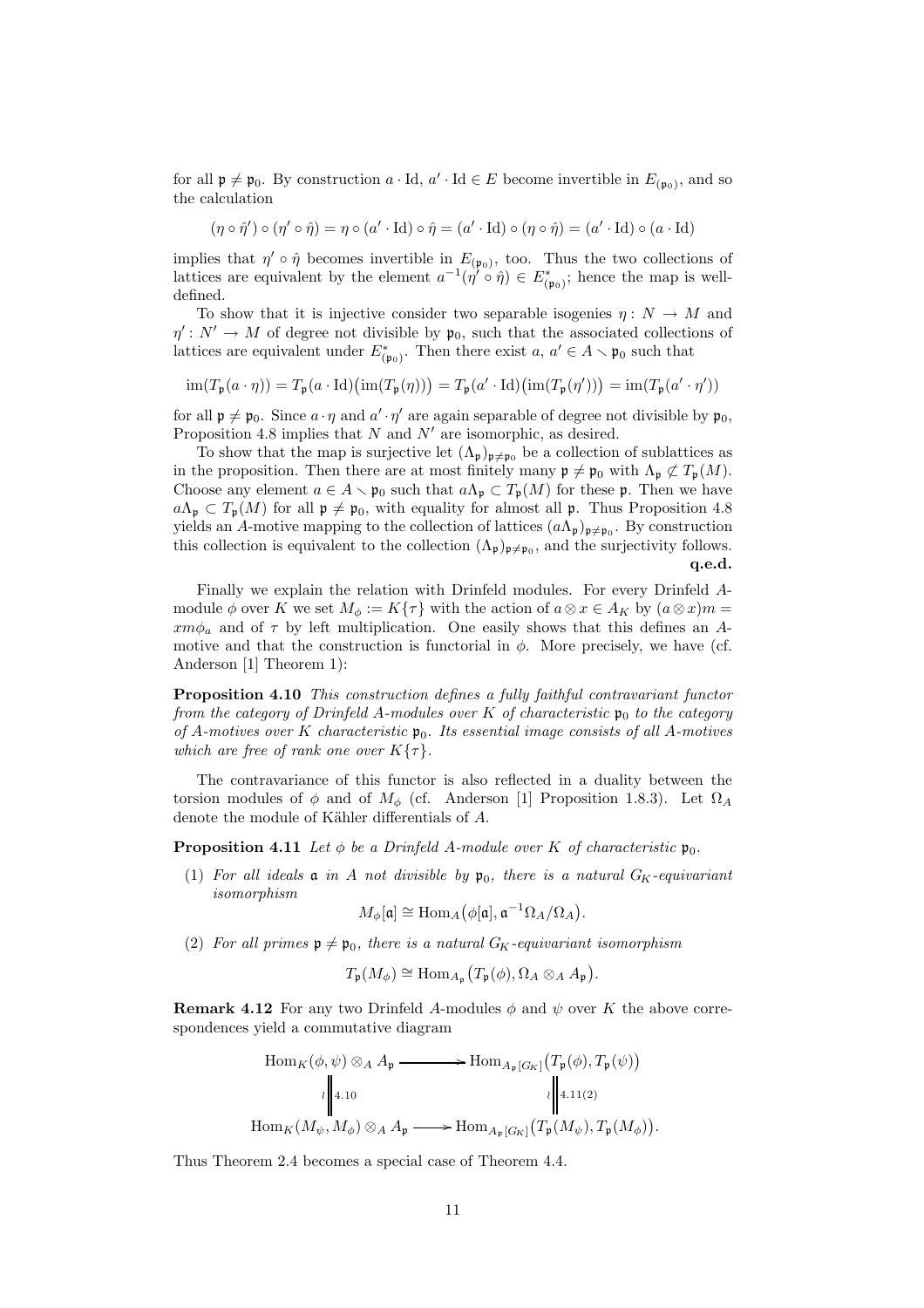for all $\mathfrak{p} \neq \mathfrak{p}_0$. By construction $a \cdot \mathrm{Id}$, $a' \cdot \mathrm{Id} \in E$ become invertible in $E_{(\mathfrak{p}_0)}$, and so the calculation

$$(\eta \circ \hat{\eta}') \circ (\eta' \circ \hat{\eta}) = \eta \circ (a' \cdot \mathrm{Id}) \circ \hat{\eta} = (a' \cdot \mathrm{Id}) \circ (\eta \circ \hat{\eta}) = (a' \cdot \mathrm{Id}) \circ (a \cdot \mathrm{Id})$$

implies that $\eta' \circ \hat{\eta}$ becomes invertible in $E_{(\mathfrak{p}_0)}$, too. Thus the two collections of lattices are equivalent by the element $a^{-1}(\eta' \circ \hat{\eta}) \in E^*_{(\mathfrak{p}_0)}$; hence the map is well-defined.

To show that it is injective consider two separable isogenies $\eta \colon N \to M$ and $\eta' \colon N' \to M$ of degree not divisible by $\mathfrak{p}_0$, such that the associated collections of lattices are equivalent under $E^*_{(\mathfrak{p}_0)}$. Then there exist $a$, $a' \in A \smallsetminus \mathfrak{p}_0$ such that

$$\mathrm{im}(T_{\mathfrak{p}}(a \cdot \eta)) = T_{\mathfrak{p}}(a \cdot \mathrm{Id})\big(\mathrm{im}(T_{\mathfrak{p}}(\eta))\big) = T_{\mathfrak{p}}(a' \cdot \mathrm{Id})\big(\mathrm{im}(T_{\mathfrak{p}}(\eta'))\big) = \mathrm{im}(T_{\mathfrak{p}}(a' \cdot \eta'))$$

for all $\mathfrak{p} \neq \mathfrak{p}_0$. Since $a \cdot \eta$ and $a' \cdot \eta'$ are again separable of degree not divisible by $\mathfrak{p}_0$, Proposition 4.8 implies that $N$ and $N'$ are isomorphic, as desired.

To show that the map is surjective let $(\Lambda_{\mathfrak{p}})_{\mathfrak{p} \neq \mathfrak{p}_0}$ be a collection of sublattices as in the proposition. Then there are at most finitely many $\mathfrak{p} \neq \mathfrak{p}_0$ with $\Lambda_{\mathfrak{p}} \not\subset T_{\mathfrak{p}}(M)$. Choose any element $a \in A \smallsetminus \mathfrak{p}_0$ such that $a\Lambda_{\mathfrak{p}} \subset T_{\mathfrak{p}}(M)$ for these $\mathfrak{p}$. Then we have $a\Lambda_{\mathfrak{p}} \subset T_{\mathfrak{p}}(M)$ for all $\mathfrak{p} \neq \mathfrak{p}_0$, with equality for almost all $\mathfrak{p}$. Thus Proposition 4.8 yields an $A$-motive mapping to the collection of lattices $(a\Lambda_{\mathfrak{p}})_{\mathfrak{p} \neq \mathfrak{p}_0}$. By construction this collection is equivalent to the collection $(\Lambda_{\mathfrak{p}})_{\mathfrak{p} \neq \mathfrak{p}_0}$, and the surjectivity follows. **q.e.d.**

Finally we explain the relation with Drinfeld modules. For every Drinfeld $A$-module $\phi$ over $K$ we set $M_\phi := K\{\tau\}$ with the action of $a \otimes x \in A_K$ by $(a \otimes x)m = xm\phi_a$ and of $\tau$ by left multiplication. One easily shows that this defines an $A$-motive and that the construction is functorial in $\phi$. More precisely, we have (cf. Anderson [1] Theorem 1):

**Proposition 4.10** *This construction defines a fully faithful contravariant functor from the category of Drinfeld $A$-modules over $K$ of characteristic $\mathfrak{p}_0$ to the category of $A$-motives over $K$ characteristic $\mathfrak{p}_0$. Its essential image consists of all $A$-motives which are free of rank one over $K\{\tau\}$.*

The contravariance of this functor is also reflected in a duality between the torsion modules of $\phi$ and of $M_\phi$ (cf. Anderson [1] Proposition 1.8.3). Let $\Omega_A$ denote the module of Kähler differentials of $A$.

**Proposition 4.11** *Let $\phi$ be a Drinfeld $A$-module over $K$ of characteristic $\mathfrak{p}_0$.*

(1) *For all ideals $\mathfrak{a}$ in $A$ not divisible by $\mathfrak{p}_0$, there is a natural $G_K$-equivariant isomorphism*
$$M_\phi[\mathfrak{a}] \cong \mathrm{Hom}_A\big(\phi[\mathfrak{a}], \mathfrak{a}^{-1}\Omega_A/\Omega_A\big).$$

(2) *For all primes $\mathfrak{p} \neq \mathfrak{p}_0$, there is a natural $G_K$-equivariant isomorphism*
$$T_{\mathfrak{p}}(M_\phi) \cong \mathrm{Hom}_{A_{\mathfrak{p}}}\big(T_{\mathfrak{p}}(\phi), \Omega_A \otimes_A A_{\mathfrak{p}}\big).$$

**Remark 4.12** For any two Drinfeld $A$-modules $\phi$ and $\psi$ over $K$ the above correspondences yield a commutative diagram

$$\begin{array}{ccc}
\mathrm{Hom}_K(\phi,\psi) \otimes_A A_{\mathfrak{p}} & \longrightarrow & \mathrm{Hom}_{A_{\mathfrak{p}}[G_K]}\big(T_{\mathfrak{p}}(\phi), T_{\mathfrak{p}}(\psi)\big) \\
\wr\Big\| \scriptstyle{4.10} & & \wr\Big\| \scriptstyle{4.11(2)} \\
\mathrm{Hom}_K(M_\psi, M_\phi) \otimes_A A_{\mathfrak{p}} & \longrightarrow & \mathrm{Hom}_{A_{\mathfrak{p}}[G_K]}\big(T_{\mathfrak{p}}(M_\psi), T_{\mathfrak{p}}(M_\phi)\big).
\end{array}$$

Thus Theorem 2.4 becomes a special case of Theorem 4.4.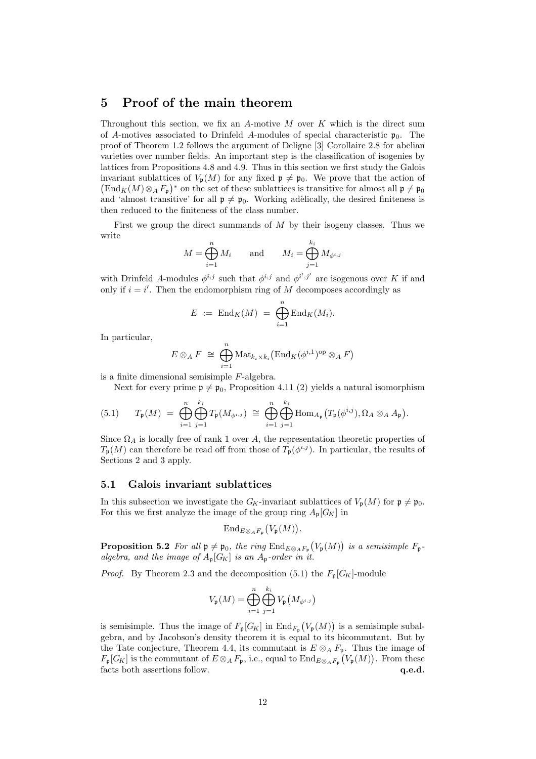# 5 Proof of the main theorem

Throughout this section, we fix an $A$-motive $M$ over $K$ which is the direct sum of $A$-motives associated to Drinfeld $A$-modules of special characteristic $\mathfrak{p}_0$. The proof of Theorem 1.2 follows the argument of Deligne [3] Corollaire 2.8 for abelian varieties over number fields. An important step is the classification of isogenies by lattices from Propositions 4.8 and 4.9. Thus in this section we first study the Galois invariant sublattices of $V_\mathfrak{p}(M)$ for any fixed $\mathfrak{p} \neq \mathfrak{p}_0$. We prove that the action of $\big(\mathrm{End}_K(M) \otimes_A F_\mathfrak{p}\big)^*$ on the set of these sublattices is transitive for almost all $\mathfrak{p} \neq \mathfrak{p}_0$ and 'almost transitive' for all $\mathfrak{p} \neq \mathfrak{p}_0$. Working adèlically, the desired finiteness is then reduced to the finiteness of the class number.

First we group the direct summands of $M$ by their isogeny classes. Thus we write

$$M = \bigoplus_{i=1}^{n} M_i \qquad \text{and} \qquad M_i = \bigoplus_{j=1}^{k_i} M_{\phi^{i,j}}$$

with Drinfeld $A$-modules $\phi^{i,j}$ such that $\phi^{i,j}$ and $\phi^{i',j'}$ are isogenous over $K$ if and only if $i = i'$. Then the endomorphism ring of $M$ decomposes accordingly as

$$E \;:=\; \mathrm{End}_K(M) \;=\; \bigoplus_{i=1}^{n} \mathrm{End}_K(M_i).$$

In particular,

$$E \otimes_A F \;\cong\; \bigoplus_{i=1}^{n} \mathrm{Mat}_{k_i \times k_i}\big(\mathrm{End}_K(\phi^{i,1})^{\mathrm{op}} \otimes_A F\big)$$

is a finite dimensional semisimple $F$-algebra.

Next for every prime $\mathfrak{p} \neq \mathfrak{p}_0$, Proposition 4.11 (2) yields a natural isomorphism

$$T_\mathfrak{p}(M) \;=\; \bigoplus_{i=1}^{n}\bigoplus_{j=1}^{k_i} T_\mathfrak{p}(M_{\phi^{i,j}}) \;\cong\; \bigoplus_{i=1}^{n}\bigoplus_{j=1}^{k_i} \mathrm{Hom}_{A_\mathfrak{p}}\big(T_\mathfrak{p}(\phi^{i,j}), \Omega_A \otimes_A A_\mathfrak{p}\big). \tag{5.1}$$

Since $\Omega_A$ is locally free of rank 1 over $A$, the representation theoretic properties of $T_\mathfrak{p}(M)$ can therefore be read off from those of $T_\mathfrak{p}(\phi^{i,j})$. In particular, the results of Sections 2 and 3 apply.

## 5.1 Galois invariant sublattices

In this subsection we investigate the $G_K$-invariant sublattices of $V_\mathfrak{p}(M)$ for $\mathfrak{p} \neq \mathfrak{p}_0$. For this we first analyze the image of the group ring $A_\mathfrak{p}[G_K]$ in

$$\mathrm{End}_{E \otimes_A F_\mathfrak{p}}\big(V_\mathfrak{p}(M)\big).$$

**Proposition 5.2** *For all $\mathfrak{p} \neq \mathfrak{p}_0$, the ring $\mathrm{End}_{E \otimes_A F_\mathfrak{p}}\big(V_\mathfrak{p}(M)\big)$ is a semisimple $F_\mathfrak{p}$-algebra, and the image of $A_\mathfrak{p}[G_K]$ is an $A_\mathfrak{p}$-order in it.*

*Proof.* By Theorem 2.3 and the decomposition (5.1) the $F_\mathfrak{p}[G_K]$-module

$$V_\mathfrak{p}(M) = \bigoplus_{i=1}^{n}\bigoplus_{j=1}^{k_i} V_\mathfrak{p}\big(M_{\phi^{i,j}}\big)$$

is semisimple. Thus the image of $F_\mathfrak{p}[G_K]$ in $\mathrm{End}_{F_\mathfrak{p}}\big(V_\mathfrak{p}(M)\big)$ is a semisimple subalgebra, and by Jacobson's density theorem it is equal to its bicommutant. But by the Tate conjecture, Theorem 4.4, its commutant is $E \otimes_A F_\mathfrak{p}$. Thus the image of $F_\mathfrak{p}[G_K]$ is the commutant of $E \otimes_A F_\mathfrak{p}$, i.e., equal to $\mathrm{End}_{E \otimes_A F_\mathfrak{p}}\big(V_\mathfrak{p}(M)\big)$. From these facts both assertions follow. **q.e.d.**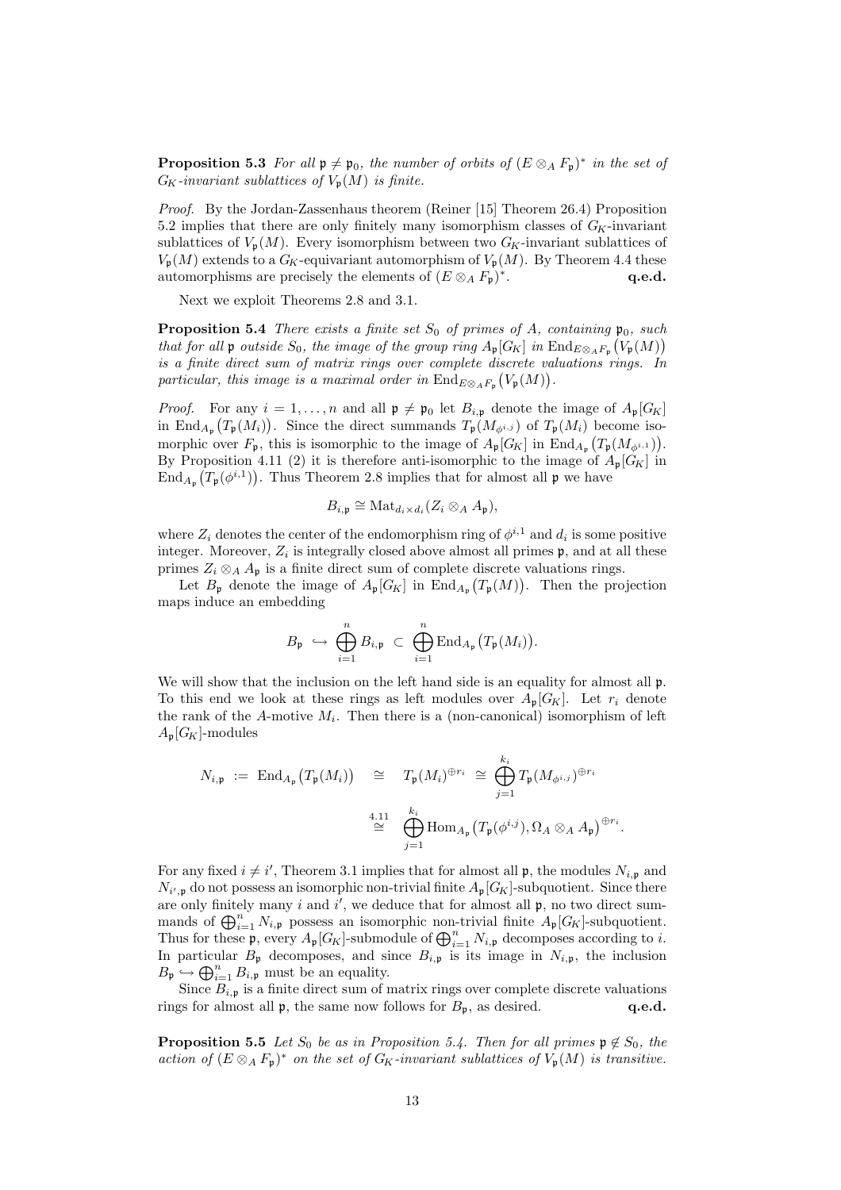**Proposition 5.3** *For all $\mathfrak{p} \neq \mathfrak{p}_0$, the number of orbits of $(E \otimes_A F_\mathfrak{p})^*$ in the set of $G_K$-invariant sublattices of $V_\mathfrak{p}(M)$ is finite.*

*Proof.* By the Jordan-Zassenhaus theorem (Reiner [15] Theorem 26.4) Proposition 5.2 implies that there are only finitely many isomorphism classes of $G_K$-invariant sublattices of $V_\mathfrak{p}(M)$. Every isomorphism between two $G_K$-invariant sublattices of $V_\mathfrak{p}(M)$ extends to a $G_K$-equivariant automorphism of $V_\mathfrak{p}(M)$. By Theorem 4.4 these automorphisms are precisely the elements of $(E \otimes_A F_\mathfrak{p})^*$. **q.e.d.**

Next we exploit Theorems 2.8 and 3.1.

**Proposition 5.4** *There exists a finite set $S_0$ of primes of $A$, containing $\mathfrak{p}_0$, such that for all $\mathfrak{p}$ outside $S_0$, the image of the group ring $A_\mathfrak{p}[G_K]$ in $\mathrm{End}_{E\otimes_A F_\mathfrak{p}}\big(V_\mathfrak{p}(M)\big)$ is a finite direct sum of matrix rings over complete discrete valuations rings. In particular, this image is a maximal order in $\mathrm{End}_{E\otimes_A F_\mathfrak{p}}\big(V_\mathfrak{p}(M)\big)$.*

*Proof.* For any $i = 1, \ldots, n$ and all $\mathfrak{p} \neq \mathfrak{p}_0$ let $B_{i,\mathfrak{p}}$ denote the image of $A_\mathfrak{p}[G_K]$ in $\mathrm{End}_{A_\mathfrak{p}}\big(T_\mathfrak{p}(M_i)\big)$. Since the direct summands $T_\mathfrak{p}(M_{\phi^{i,j}})$ of $T_\mathfrak{p}(M_i)$ become isomorphic over $F_\mathfrak{p}$, this is isomorphic to the image of $A_\mathfrak{p}[G_K]$ in $\mathrm{End}_{A_\mathfrak{p}}\big(T_\mathfrak{p}(M_{\phi^{i,1}})\big)$. By Proposition 4.11 (2) it is therefore anti-isomorphic to the image of $A_\mathfrak{p}[G_K]$ in $\mathrm{End}_{A_\mathfrak{p}}\big(T_\mathfrak{p}(\phi^{i,1})\big)$. Thus Theorem 2.8 implies that for almost all $\mathfrak{p}$ we have

$$B_{i,\mathfrak{p}} \cong \mathrm{Mat}_{d_i\times d_i}(Z_i \otimes_A A_\mathfrak{p}),$$

where $Z_i$ denotes the center of the endomorphism ring of $\phi^{i,1}$ and $d_i$ is some positive integer. Moreover, $Z_i$ is integrally closed above almost all primes $\mathfrak{p}$, and at all these primes $Z_i \otimes_A A_\mathfrak{p}$ is a finite direct sum of complete discrete valuations rings.

Let $B_\mathfrak{p}$ denote the image of $A_\mathfrak{p}[G_K]$ in $\mathrm{End}_{A_\mathfrak{p}}\big(T_\mathfrak{p}(M)\big)$. Then the projection maps induce an embedding

$$B_\mathfrak{p} \hookrightarrow \bigoplus_{i=1}^{n} B_{i,\mathfrak{p}} \subset \bigoplus_{i=1}^{n} \mathrm{End}_{A_\mathfrak{p}}\big(T_\mathfrak{p}(M_i)\big).$$

We will show that the inclusion on the left hand side is an equality for almost all $\mathfrak{p}$. To this end we look at these rings as left modules over $A_\mathfrak{p}[G_K]$. Let $r_i$ denote the rank of the $A$-motive $M_i$. Then there is a (non-canonical) isomorphism of left $A_\mathfrak{p}[G_K]$-modules

$$\begin{aligned} N_{i,\mathfrak{p}} := \mathrm{End}_{A_\mathfrak{p}}\big(T_\mathfrak{p}(M_i)\big) \quad &\cong \quad T_\mathfrak{p}(M_i)^{\oplus r_i} \;\cong\; \bigoplus_{j=1}^{k_i} T_\mathfrak{p}(M_{\phi^{i,j}})^{\oplus r_i} \\ &\overset{4.11}{\cong} \quad \bigoplus_{j=1}^{k_i} \mathrm{Hom}_{A_\mathfrak{p}}\big(T_\mathfrak{p}(\phi^{i,j}), \Omega_A \otimes_A A_\mathfrak{p}\big)^{\oplus r_i}. \end{aligned}$$

For any fixed $i \neq i'$, Theorem 3.1 implies that for almost all $\mathfrak{p}$, the modules $N_{i,\mathfrak{p}}$ and $N_{i',\mathfrak{p}}$ do not possess an isomorphic non-trivial finite $A_\mathfrak{p}[G_K]$-subquotient. Since there are only finitely many $i$ and $i'$, we deduce that for almost all $\mathfrak{p}$, no two direct summands of $\bigoplus_{i=1}^n N_{i,\mathfrak{p}}$ possess an isomorphic non-trivial finite $A_\mathfrak{p}[G_K]$-subquotient. Thus for these $\mathfrak{p}$, every $A_\mathfrak{p}[G_K]$-submodule of $\bigoplus_{i=1}^n N_{i,\mathfrak{p}}$ decomposes according to $i$. In particular $B_\mathfrak{p}$ decomposes, and since $B_{i,\mathfrak{p}}$ is its image in $N_{i,\mathfrak{p}}$, the inclusion $B_\mathfrak{p} \hookrightarrow \bigoplus_{i=1}^n B_{i,\mathfrak{p}}$ must be an equality.

Since $B_{i,\mathfrak{p}}$ is a finite direct sum of matrix rings over complete discrete valuations rings for almost all $\mathfrak{p}$, the same now follows for $B_\mathfrak{p}$, as desired. **q.e.d.**

**Proposition 5.5** *Let $S_0$ be as in Proposition 5.4. Then for all primes $\mathfrak{p} \notin S_0$, the action of $(E \otimes_A F_\mathfrak{p})^*$ on the set of $G_K$-invariant sublattices of $V_\mathfrak{p}(M)$ is transitive.*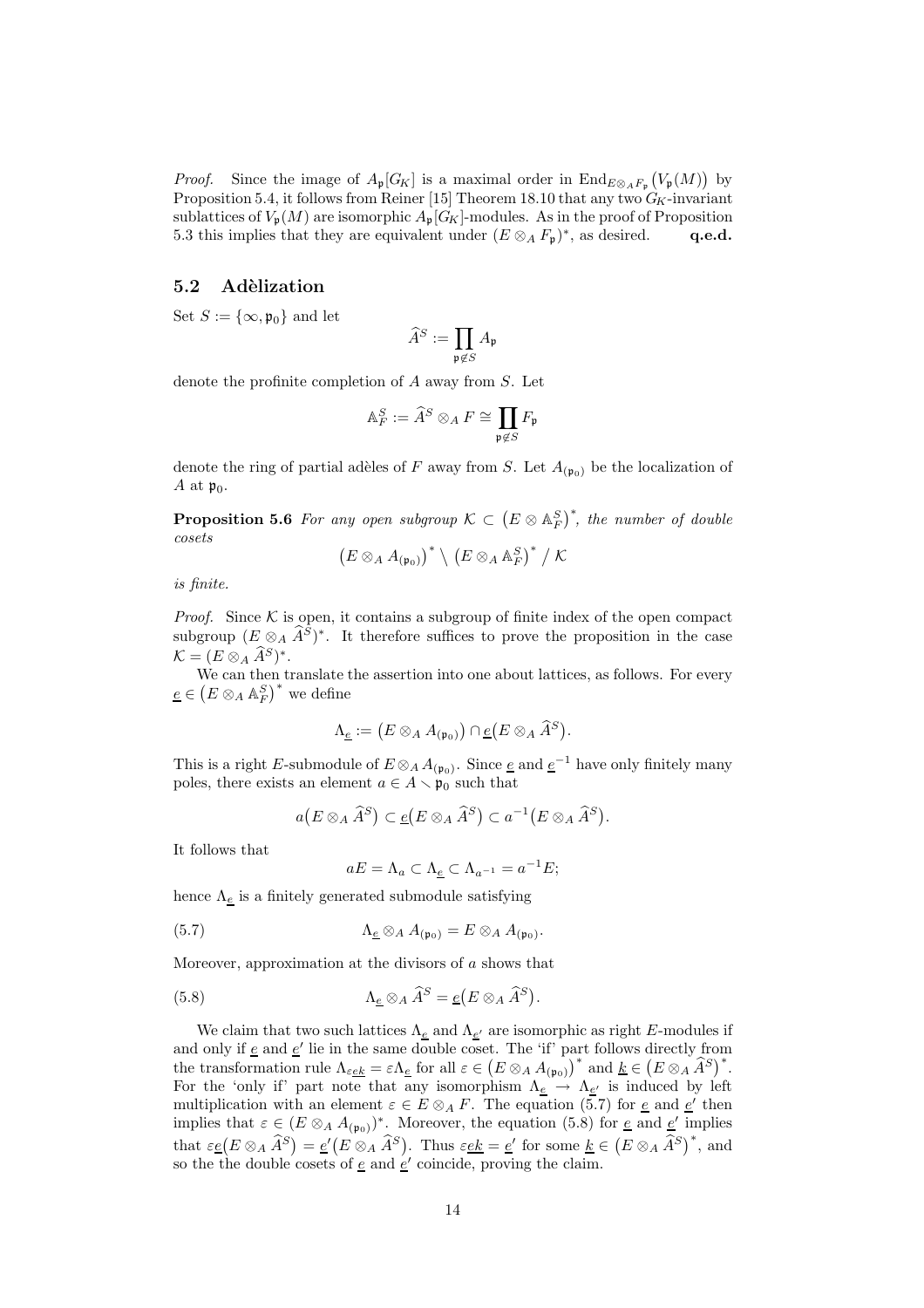*Proof.* Since the image of $A_{\mathfrak{p}}[G_K]$ is a maximal order in $\mathrm{End}_{E\otimes_A F_{\mathfrak{p}}}\big(V_{\mathfrak{p}}(M)\big)$ by Proposition 5.4, it follows from Reiner [15] Theorem 18.10 that any two $G_K$-invariant sublattices of $V_{\mathfrak{p}}(M)$ are isomorphic $A_{\mathfrak{p}}[G_K]$-modules. As in the proof of Proposition 5.3 this implies that they are equivalent under $(E\otimes_A F_{\mathfrak{p}})^*$, as desired. **q.e.d.**

## 5.2 Adèlization

Set $S := \{\infty, \mathfrak{p}_0\}$ and let

$$\widehat{A}^S := \prod_{\mathfrak{p}\not\in S} A_{\mathfrak{p}}$$

denote the profinite completion of $A$ away from $S$. Let

$$\mathbb{A}_F^S := \widehat{A}^S \otimes_A F \cong \prod_{\mathfrak{p}\not\in S} F_{\mathfrak{p}}$$

denote the ring of partial adèles of $F$ away from $S$. Let $A_{(\mathfrak{p}_0)}$ be the localization of $A$ at $\mathfrak{p}_0$.

**Proposition 5.6** *For any open subgroup $\mathcal{K} \subset \big(E\otimes \mathbb{A}_F^S\big)^*$, the number of double cosets*

$$\big(E\otimes_A A_{(\mathfrak{p}_0)}\big)^* \setminus \big(E\otimes_A \mathbb{A}_F^S\big)^* \,/\, \mathcal{K}$$

*is finite.*

*Proof.* Since $\mathcal{K}$ is open, it contains a subgroup of finite index of the open compact subgroup $(E\otimes_A \widehat{A}^S)^*$. It therefore suffices to prove the proposition in the case $\mathcal{K} = (E\otimes_A \widehat{A}^S)^*$.

We can then translate the assertion into one about lattices, as follows. For every $\underline{e} \in \big(E\otimes_A \mathbb{A}_F^S\big)^*$ we define

$$\Lambda_{\underline{e}} := \big(E\otimes_A A_{(\mathfrak{p}_0)}\big) \cap \underline{e}\big(E\otimes_A \widehat{A}^S\big).$$

This is a right $E$-submodule of $E\otimes_A A_{(\mathfrak{p}_0)}$. Since $\underline{e}$ and $\underline{e}^{-1}$ have only finitely many poles, there exists an element $a\in A\smallsetminus \mathfrak{p}_0$ such that

$$a\big(E\otimes_A \widehat{A}^S\big) \subset \underline{e}\big(E\otimes_A \widehat{A}^S\big) \subset a^{-1}\big(E\otimes_A \widehat{A}^S\big).$$

It follows that

$$aE = \Lambda_a \subset \Lambda_{\underline{e}} \subset \Lambda_{a^{-1}} = a^{-1}E;$$

hence $\Lambda_{\underline{e}}$ is a finitely generated submodule satisfying

$$\Lambda_{\underline{e}} \otimes_A A_{(\mathfrak{p}_0)} = E\otimes_A A_{(\mathfrak{p}_0)}. \tag{5.7}$$

Moreover, approximation at the divisors of $a$ shows that

$$\Lambda_{\underline{e}} \otimes_A \widehat{A}^S = \underline{e}\big(E\otimes_A \widehat{A}^S\big). \tag{5.8}$$

We claim that two such lattices $\Lambda_{\underline{e}}$ and $\Lambda_{\underline{e}'}$ are isomorphic as right $E$-modules if and only if $\underline{e}$ and $\underline{e}'$ lie in the same double coset. The 'if' part follows directly from the transformation rule $\Lambda_{\varepsilon\underline{e}\underline{k}} = \varepsilon\Lambda_{\underline{e}}$ for all $\varepsilon \in \big(E\otimes_A A_{(\mathfrak{p}_0)}\big)^*$ and $\underline{k} \in \big(E\otimes_A \widehat{A}^S\big)^*$. For the 'only if' part note that any isomorphism $\Lambda_{\underline{e}} \to \Lambda_{\underline{e}'}$ is induced by left multiplication with an element $\varepsilon \in E\otimes_A F$. The equation (5.7) for $\underline{e}$ and $\underline{e}'$ then implies that $\varepsilon \in (E\otimes_A A_{(\mathfrak{p}_0)})^*$. Moreover, the equation (5.8) for $\underline{e}$ and $\underline{e}'$ implies that $\varepsilon\underline{e}\big(E\otimes_A \widehat{A}^S\big) = \underline{e}'\big(E\otimes_A \widehat{A}^S\big)$. Thus $\varepsilon\underline{e}\underline{k} = \underline{e}'$ for some $\underline{k} \in \big(E\otimes_A \widehat{A}^S\big)^*$, and so the the double cosets of $\underline{e}$ and $\underline{e}'$ coincide, proving the claim.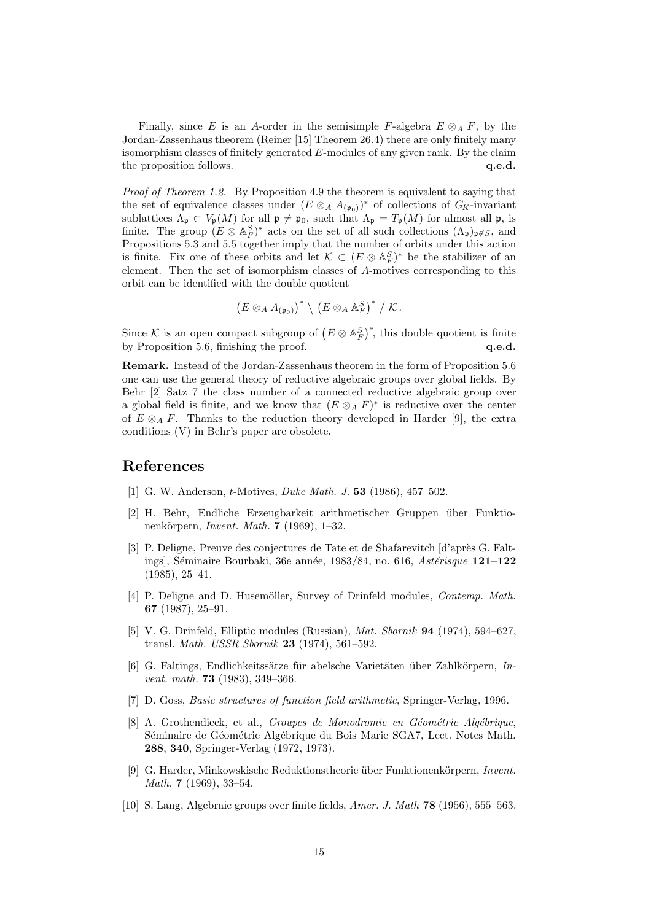Finally, since $E$ is an $A$-order in the semisimple $F$-algebra $E \otimes_A F$, by the Jordan-Zassenhaus theorem (Reiner [15] Theorem 26.4) there are only finitely many isomorphism classes of finitely generated $E$-modules of any given rank. By the claim the proposition follows. **q.e.d.**

*Proof of Theorem 1.2.* By Proposition 4.9 the theorem is equivalent to saying that the set of equivalence classes under $(E \otimes_A A_{(\mathfrak{p}_0)})^*$ of collections of $G_K$-invariant sublattices $\Lambda_\mathfrak{p} \subset V_\mathfrak{p}(M)$ for all $\mathfrak{p} \neq \mathfrak{p}_0$, such that $\Lambda_\mathfrak{p} = T_\mathfrak{p}(M)$ for almost all $\mathfrak{p}$, is finite. The group $(E \otimes \mathbb{A}_F^S)^*$ acts on the set of all such collections $(\Lambda_\mathfrak{p})_{\mathfrak{p} \notin S}$, and Propositions 5.3 and 5.5 together imply that the number of orbits under this action is finite. Fix one of these orbits and let $\mathcal{K} \subset (E \otimes \mathbb{A}_F^S)^*$ be the stabilizer of an element. Then the set of isomorphism classes of $A$-motives corresponding to this orbit can be identified with the double quotient

$$\left(E \otimes_A A_{(\mathfrak{p}_0)}\right)^* \setminus \left(E \otimes_A \mathbb{A}_F^S\right)^* / \, \mathcal{K} \, .$$

Since $\mathcal{K}$ is an open compact subgroup of $\left(E \otimes \mathbb{A}_F^S\right)^*$, this double quotient is finite by Proposition 5.6, finishing the proof. **q.e.d.**

**Remark.** Instead of the Jordan-Zassenhaus theorem in the form of Proposition 5.6 one can use the general theory of reductive algebraic groups over global fields. By Behr [2] Satz 7 the class number of a connected reductive algebraic group over a global field is finite, and we know that $(E \otimes_A F)^*$ is reductive over the center of $E \otimes_A F$. Thanks to the reduction theory developed in Harder [9], the extra conditions (V) in Behr's paper are obsolete.

# References

[1] G. W. Anderson, *t*-Motives, *Duke Math. J.* **53** (1986), 457–502.

[2] H. Behr, Endliche Erzeugbarkeit arithmetischer Gruppen über Funktionenkörpern, *Invent. Math.* **7** (1969), 1–32.

[3] P. Deligne, Preuve des conjectures de Tate et de Shafarevitch [d'après G. Faltings], Séminaire Bourbaki, 36e année, 1983/84, no. 616, *Astérisque* **121–122** (1985), 25–41.

[4] P. Deligne and D. Husemöller, Survey of Drinfeld modules, *Contemp. Math.* **67** (1987), 25–91.

[5] V. G. Drinfeld, Elliptic modules (Russian), *Mat. Sbornik* **94** (1974), 594–627, transl. *Math. USSR Sbornik* **23** (1974), 561–592.

[6] G. Faltings, Endlichkeitssätze für abelsche Varietäten über Zahlkörpern, *Invent. math.* **73** (1983), 349–366.

[7] D. Goss, *Basic structures of function field arithmetic*, Springer-Verlag, 1996.

[8] A. Grothendieck, et al., *Groupes de Monodromie en Géométrie Algébrique*, Séminaire de Géométrie Algébrique du Bois Marie SGA7, Lect. Notes Math. **288**, **340**, Springer-Verlag (1972, 1973).

[9] G. Harder, Minkowskische Reduktionstheorie über Funktionenkörpern, *Invent. Math.* **7** (1969), 33–54.

[10] S. Lang, Algebraic groups over finite fields, *Amer. J. Math* **78** (1956), 555–563.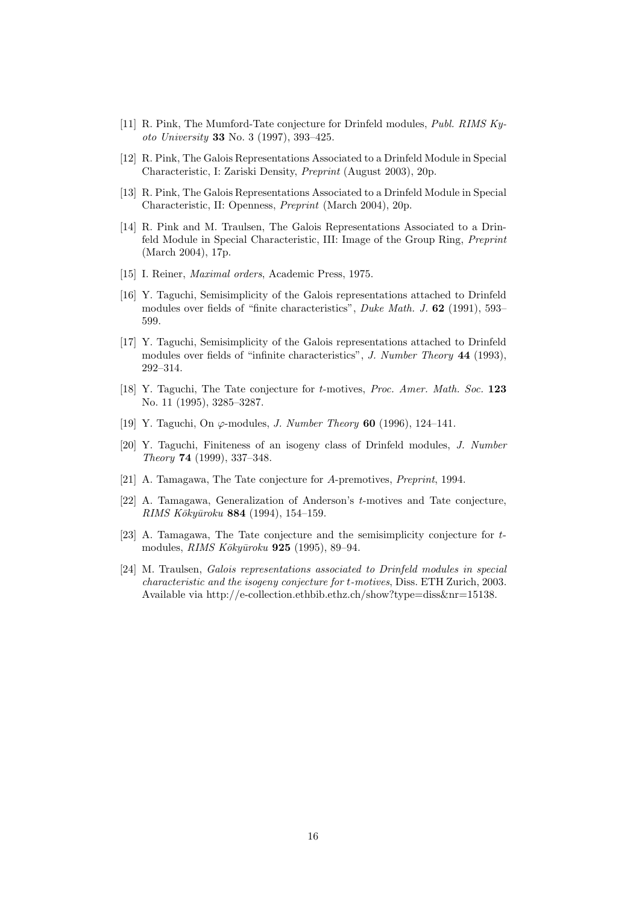[11] R. Pink, The Mumford-Tate conjecture for Drinfeld modules, *Publ. RIMS Kyoto University* **33** No. 3 (1997), 393–425.

[12] R. Pink, The Galois Representations Associated to a Drinfeld Module in Special Characteristic, I: Zariski Density, *Preprint* (August 2003), 20p.

[13] R. Pink, The Galois Representations Associated to a Drinfeld Module in Special Characteristic, II: Openness, *Preprint* (March 2004), 20p.

[14] R. Pink and M. Traulsen, The Galois Representations Associated to a Drinfeld Module in Special Characteristic, III: Image of the Group Ring, *Preprint* (March 2004), 17p.

[15] I. Reiner, *Maximal orders*, Academic Press, 1975.

[16] Y. Taguchi, Semisimplicity of the Galois representations attached to Drinfeld modules over fields of "finite characteristics", *Duke Math. J.* **62** (1991), 593–599.

[17] Y. Taguchi, Semisimplicity of the Galois representations attached to Drinfeld modules over fields of "infinite characteristics", *J. Number Theory* **44** (1993), 292–314.

[18] Y. Taguchi, The Tate conjecture for $t$-motives, *Proc. Amer. Math. Soc.* **123** No. 11 (1995), 3285–3287.

[19] Y. Taguchi, On $\varphi$-modules, *J. Number Theory* **60** (1996), 124–141.

[20] Y. Taguchi, Finiteness of an isogeny class of Drinfeld modules, *J. Number Theory* **74** (1999), 337–348.

[21] A. Tamagawa, The Tate conjecture for $A$-premotives, *Preprint*, 1994.

[22] A. Tamagawa, Generalization of Anderson's $t$-motives and Tate conjecture, *RIMS Kōkyūroku* **884** (1994), 154–159.

[23] A. Tamagawa, The Tate conjecture and the semisimplicity conjecture for $t$-modules, *RIMS Kōkyūroku* **925** (1995), 89–94.

[24] M. Traulsen, *Galois representations associated to Drinfeld modules in special characteristic and the isogeny conjecture for $t$-motives*, Diss. ETH Zurich, 2003. Available via http://e-collection.ethbib.ethz.ch/show?type=diss&nr=15138.